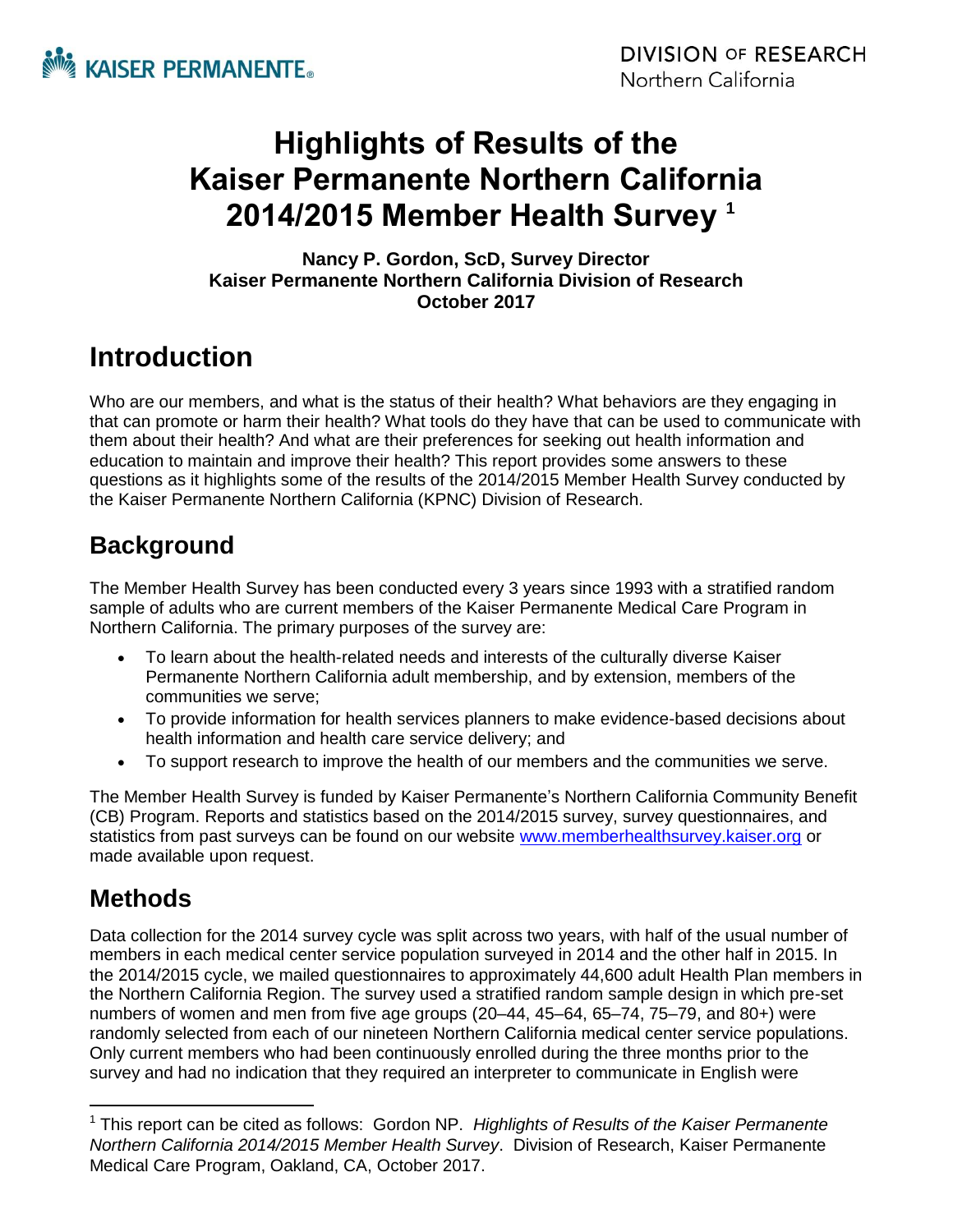KAISER PERMANENTE

DIVISION OF RESEARCH
Northern California

# Highlights of Results of the Kaiser Permanente Northern California 2014/2015 Member Health Survey [1]

**Nancy P. Gordon, ScD, Survey Director**
**Kaiser Permanente Northern California Division of Research**
**October 2017**

# Introduction

Who are our members, and what is the status of their health? What behaviors are they engaging in that can promote or harm their health? What tools do they have that can be used to communicate with them about their health? And what are their preferences for seeking out health information and education to maintain and improve their health? This report provides some answers to these questions as it highlights some of the results of the 2014/2015 Member Health Survey conducted by the Kaiser Permanente Northern California (KPNC) Division of Research.

## Background

The Member Health Survey has been conducted every 3 years since 1993 with a stratified random sample of adults who are current members of the Kaiser Permanente Medical Care Program in Northern California. The primary purposes of the survey are:

- To learn about the health-related needs and interests of the culturally diverse Kaiser Permanente Northern California adult membership, and by extension, members of the communities we serve;
- To provide information for health services planners to make evidence-based decisions about health information and health care service delivery; and
- To support research to improve the health of our members and the communities we serve.

The Member Health Survey is funded by Kaiser Permanente's Northern California Community Benefit (CB) Program. Reports and statistics based on the 2014/2015 survey, survey questionnaires, and statistics from past surveys can be found on our website www.memberhealthsurvey.kaiser.org or made available upon request.

## Methods

Data collection for the 2014 survey cycle was split across two years, with half of the usual number of members in each medical center service population surveyed in 2014 and the other half in 2015. In the 2014/2015 cycle, we mailed questionnaires to approximately 44,600 adult Health Plan members in the Northern California Region. The survey used a stratified random sample design in which pre-set numbers of women and men from five age groups (20–44, 45–64, 65–74, 75–79, and 80+) were randomly selected from each of our nineteen Northern California medical center service populations. Only current members who had been continuously enrolled during the three months prior to the survey and had no indication that they required an interpreter to communicate in English were

[1] This report can be cited as follows: Gordon NP. *Highlights of Results of the Kaiser Permanente Northern California 2014/2015 Member Health Survey*. Division of Research, Kaiser Permanente Medical Care Program, Oakland, CA, October 2017.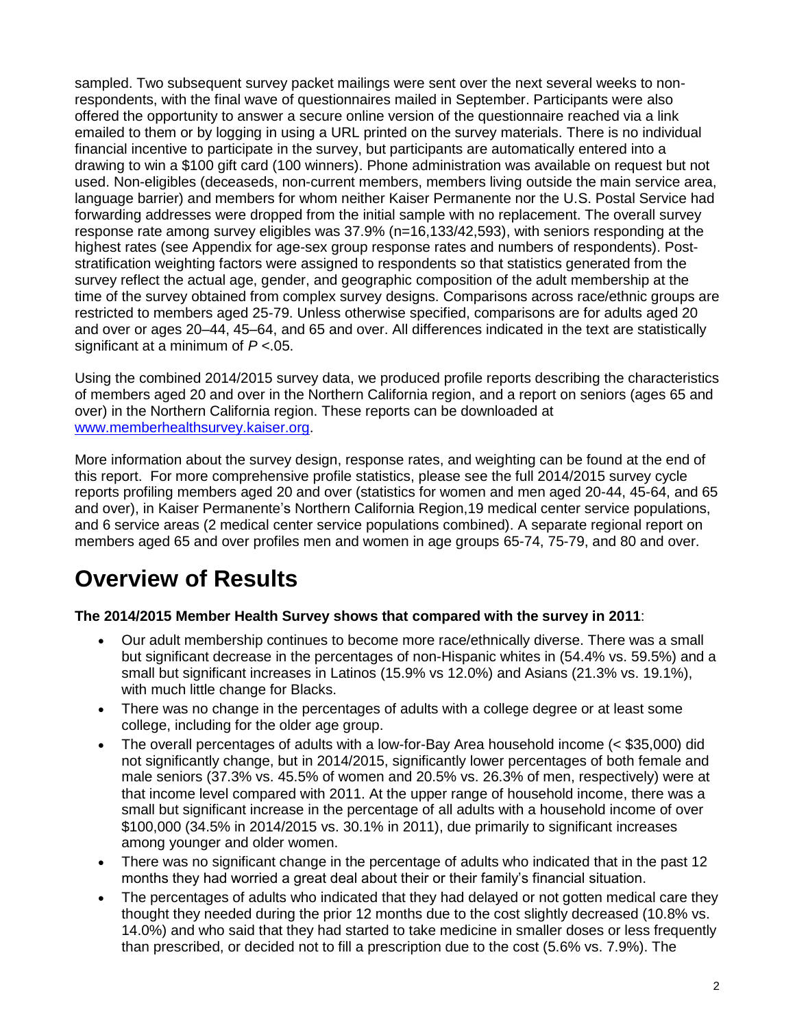sampled. Two subsequent survey packet mailings were sent over the next several weeks to non-respondents, with the final wave of questionnaires mailed in September. Participants were also offered the opportunity to answer a secure online version of the questionnaire reached via a link emailed to them or by logging in using a URL printed on the survey materials. There is no individual financial incentive to participate in the survey, but participants are automatically entered into a drawing to win a $100 gift card (100 winners). Phone administration was available on request but not used. Non-eligibles (deceaseds, non-current members, members living outside the main service area, language barrier) and members for whom neither Kaiser Permanente nor the U.S. Postal Service had forwarding addresses were dropped from the initial sample with no replacement. The overall survey response rate among survey eligibles was 37.9% (n=16,133/42,593), with seniors responding at the highest rates (see Appendix for age-sex group response rates and numbers of respondents). Post-stratification weighting factors were assigned to respondents so that statistics generated from the survey reflect the actual age, gender, and geographic composition of the adult membership at the time of the survey obtained from complex survey designs. Comparisons across race/ethnic groups are restricted to members aged 25-79. Unless otherwise specified, comparisons are for adults aged 20 and over or ages 20–44, 45–64, and 65 and over. All differences indicated in the text are statistically significant at a minimum of $P < .05$.

Using the combined 2014/2015 survey data, we produced profile reports describing the characteristics of members aged 20 and over in the Northern California region, and a report on seniors (ages 65 and over) in the Northern California region. These reports can be downloaded at www.memberhealthsurvey.kaiser.org.

More information about the survey design, response rates, and weighting can be found at the end of this report. For more comprehensive profile statistics, please see the full 2014/2015 survey cycle reports profiling members aged 20 and over (statistics for women and men aged 20-44, 45-64, and 65 and over), in Kaiser Permanente's Northern California Region,19 medical center service populations, and 6 service areas (2 medical center service populations combined). A separate regional report on members aged 65 and over profiles men and women in age groups 65-74, 75-79, and 80 and over.

# Overview of Results

**The 2014/2015 Member Health Survey shows that compared with the survey in 2011**:

- Our adult membership continues to become more race/ethnically diverse. There was a small but significant decrease in the percentages of non-Hispanic whites in (54.4% vs. 59.5%) and a small but significant increases in Latinos (15.9% vs 12.0%) and Asians (21.3% vs. 19.1%), with much little change for Blacks.
- There was no change in the percentages of adults with a college degree or at least some college, including for the older age group.
- The overall percentages of adults with a low-for-Bay Area household income (< $35,000) did not significantly change, but in 2014/2015, significantly lower percentages of both female and male seniors (37.3% vs. 45.5% of women and 20.5% vs. 26.3% of men, respectively) were at that income level compared with 2011. At the upper range of household income, there was a small but significant increase in the percentage of all adults with a household income of over $100,000 (34.5% in 2014/2015 vs. 30.1% in 2011), due primarily to significant increases among younger and older women.
- There was no significant change in the percentage of adults who indicated that in the past 12 months they had worried a great deal about their or their family's financial situation.
- The percentages of adults who indicated that they had delayed or not gotten medical care they thought they needed during the prior 12 months due to the cost slightly decreased (10.8% vs. 14.0%) and who said that they had started to take medicine in smaller doses or less frequently than prescribed, or decided not to fill a prescription due to the cost (5.6% vs. 7.9%). The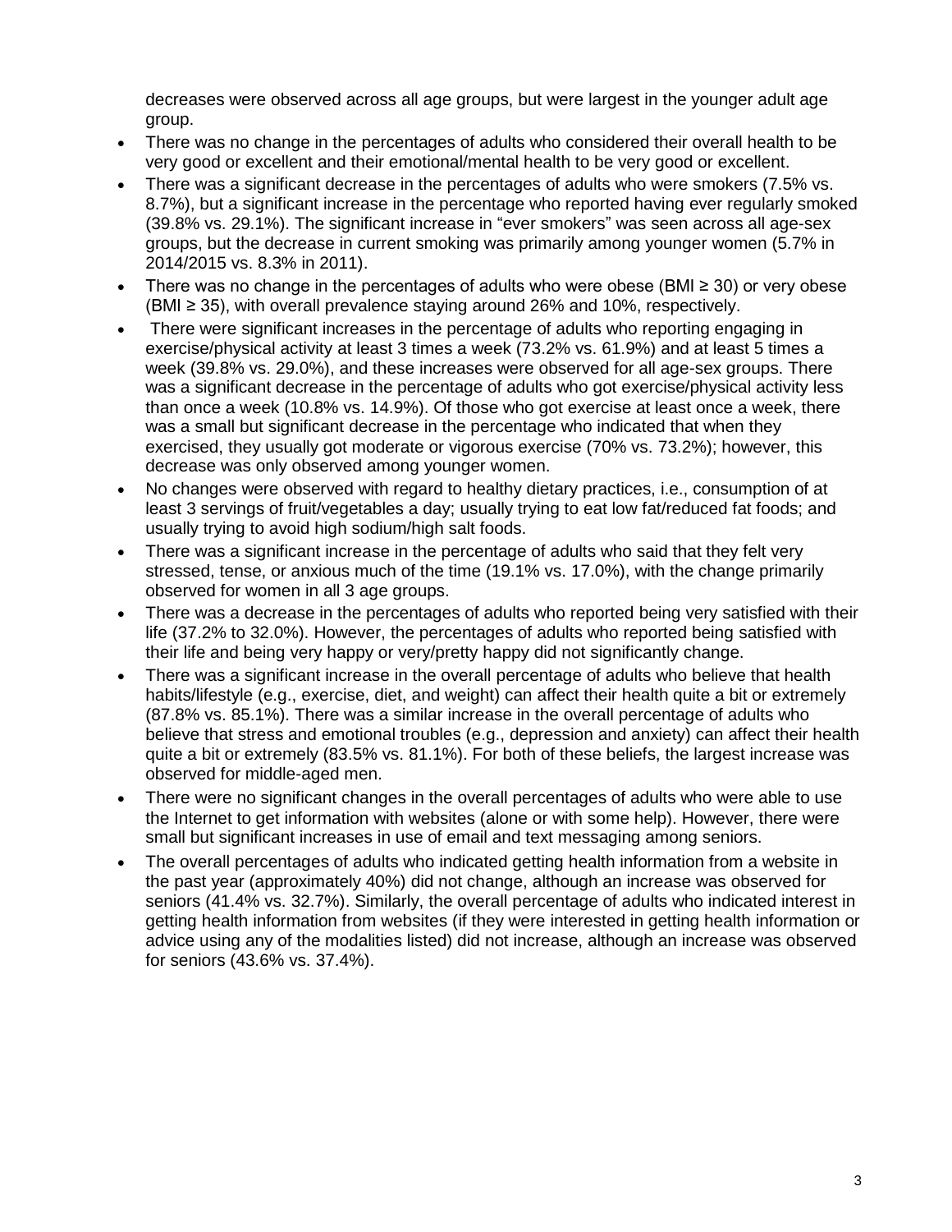decreases were observed across all age groups, but were largest in the younger adult age group.

- There was no change in the percentages of adults who considered their overall health to be very good or excellent and their emotional/mental health to be very good or excellent.
- There was a significant decrease in the percentages of adults who were smokers (7.5% vs. 8.7%), but a significant increase in the percentage who reported having ever regularly smoked (39.8% vs. 29.1%). The significant increase in "ever smokers" was seen across all age-sex groups, but the decrease in current smoking was primarily among younger women (5.7% in 2014/2015 vs. 8.3% in 2011).
- There was no change in the percentages of adults who were obese (BMI ≥ 30) or very obese (BMI ≥ 35), with overall prevalence staying around 26% and 10%, respectively.
- There were significant increases in the percentage of adults who reporting engaging in exercise/physical activity at least 3 times a week (73.2% vs. 61.9%) and at least 5 times a week (39.8% vs. 29.0%), and these increases were observed for all age-sex groups. There was a significant decrease in the percentage of adults who got exercise/physical activity less than once a week (10.8% vs. 14.9%). Of those who got exercise at least once a week, there was a small but significant decrease in the percentage who indicated that when they exercised, they usually got moderate or vigorous exercise (70% vs. 73.2%); however, this decrease was only observed among younger women.
- No changes were observed with regard to healthy dietary practices, i.e., consumption of at least 3 servings of fruit/vegetables a day; usually trying to eat low fat/reduced fat foods; and usually trying to avoid high sodium/high salt foods.
- There was a significant increase in the percentage of adults who said that they felt very stressed, tense, or anxious much of the time (19.1% vs. 17.0%), with the change primarily observed for women in all 3 age groups.
- There was a decrease in the percentages of adults who reported being very satisfied with their life (37.2% to 32.0%). However, the percentages of adults who reported being satisfied with their life and being very happy or very/pretty happy did not significantly change.
- There was a significant increase in the overall percentage of adults who believe that health habits/lifestyle (e.g., exercise, diet, and weight) can affect their health quite a bit or extremely (87.8% vs. 85.1%). There was a similar increase in the overall percentage of adults who believe that stress and emotional troubles (e.g., depression and anxiety) can affect their health quite a bit or extremely (83.5% vs. 81.1%). For both of these beliefs, the largest increase was observed for middle-aged men.
- There were no significant changes in the overall percentages of adults who were able to use the Internet to get information with websites (alone or with some help). However, there were small but significant increases in use of email and text messaging among seniors.
- The overall percentages of adults who indicated getting health information from a website in the past year (approximately 40%) did not change, although an increase was observed for seniors (41.4% vs. 32.7%). Similarly, the overall percentage of adults who indicated interest in getting health information from websites (if they were interested in getting health information or advice using any of the modalities listed) did not increase, although an increase was observed for seniors (43.6% vs. 37.4%).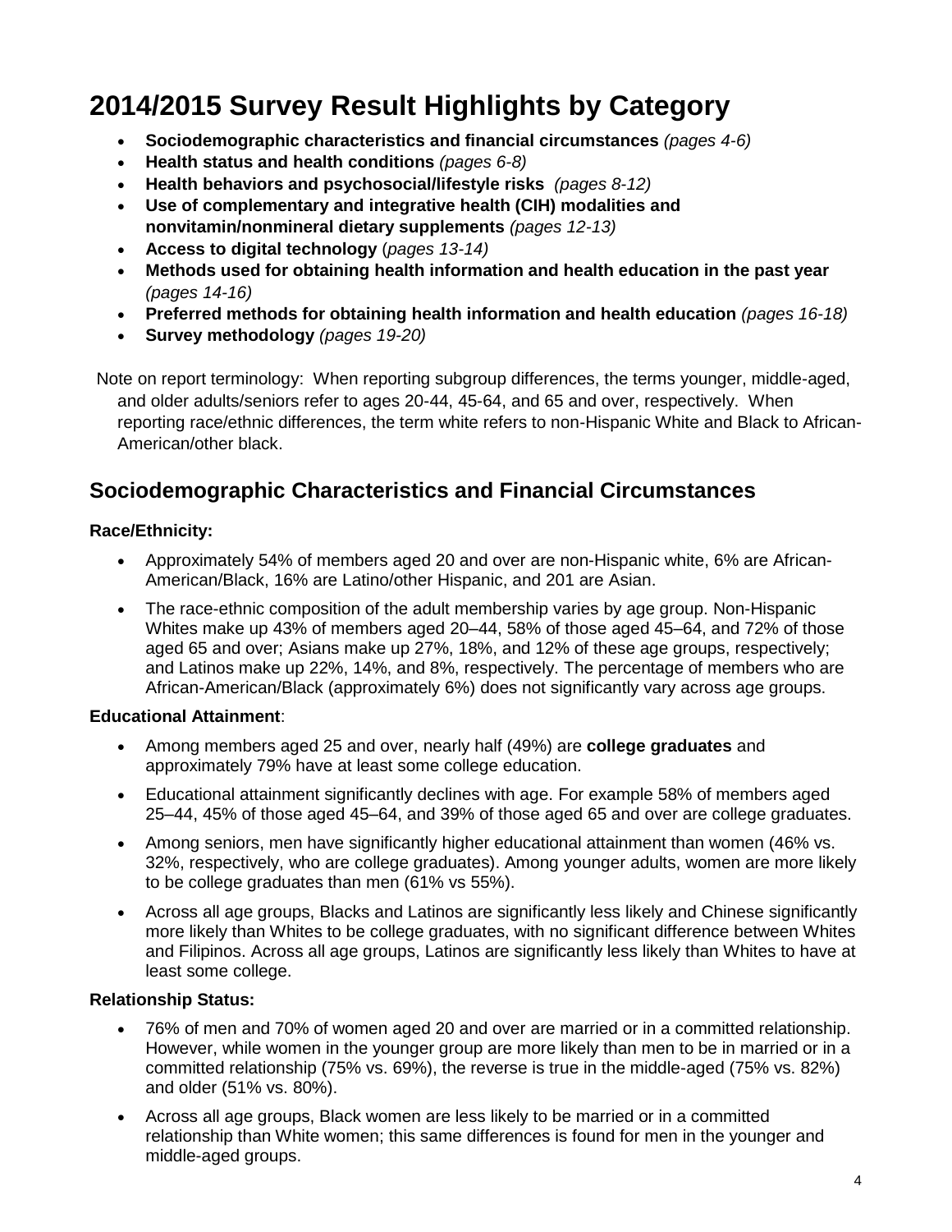# 2014/2015 Survey Result Highlights by Category

- **Sociodemographic characteristics and financial circumstances** *(pages 4-6)*
- **Health status and health conditions** *(pages 6-8)*
- **Health behaviors and psychosocial/lifestyle risks** *(pages 8-12)*
- **Use of complementary and integrative health (CIH) modalities and nonvitamin/nonmineral dietary supplements** *(pages 12-13)*
- **Access to digital technology** (*pages 13-14)*
- **Methods used for obtaining health information and health education in the past year** *(pages 14-16)*
- **Preferred methods for obtaining health information and health education** *(pages 16-18)*
- **Survey methodology** *(pages 19-20)*

Note on report terminology: When reporting subgroup differences, the terms younger, middle-aged, and older adults/seniors refer to ages 20-44, 45-64, and 65 and over, respectively. When reporting race/ethnic differences, the term white refers to non-Hispanic White and Black to African-American/other black.

## Sociodemographic Characteristics and Financial Circumstances

**Race/Ethnicity:**

- Approximately 54% of members aged 20 and over are non-Hispanic white, 6% are African-American/Black, 16% are Latino/other Hispanic, and 201 are Asian.
- The race-ethnic composition of the adult membership varies by age group. Non-Hispanic Whites make up 43% of members aged 20–44, 58% of those aged 45–64, and 72% of those aged 65 and over; Asians make up 27%, 18%, and 12% of these age groups, respectively; and Latinos make up 22%, 14%, and 8%, respectively. The percentage of members who are African-American/Black (approximately 6%) does not significantly vary across age groups.

**Educational Attainment**:

- Among members aged 25 and over, nearly half (49%) are **college graduates** and approximately 79% have at least some college education.
- Educational attainment significantly declines with age. For example 58% of members aged 25–44, 45% of those aged 45–64, and 39% of those aged 65 and over are college graduates.
- Among seniors, men have significantly higher educational attainment than women (46% vs. 32%, respectively, who are college graduates). Among younger adults, women are more likely to be college graduates than men (61% vs 55%).
- Across all age groups, Blacks and Latinos are significantly less likely and Chinese significantly more likely than Whites to be college graduates, with no significant difference between Whites and Filipinos. Across all age groups, Latinos are significantly less likely than Whites to have at least some college.

**Relationship Status:**

- 76% of men and 70% of women aged 20 and over are married or in a committed relationship. However, while women in the younger group are more likely than men to be in married or in a committed relationship (75% vs. 69%), the reverse is true in the middle-aged (75% vs. 82%) and older (51% vs. 80%).
- Across all age groups, Black women are less likely to be married or in a committed relationship than White women; this same differences is found for men in the younger and middle-aged groups.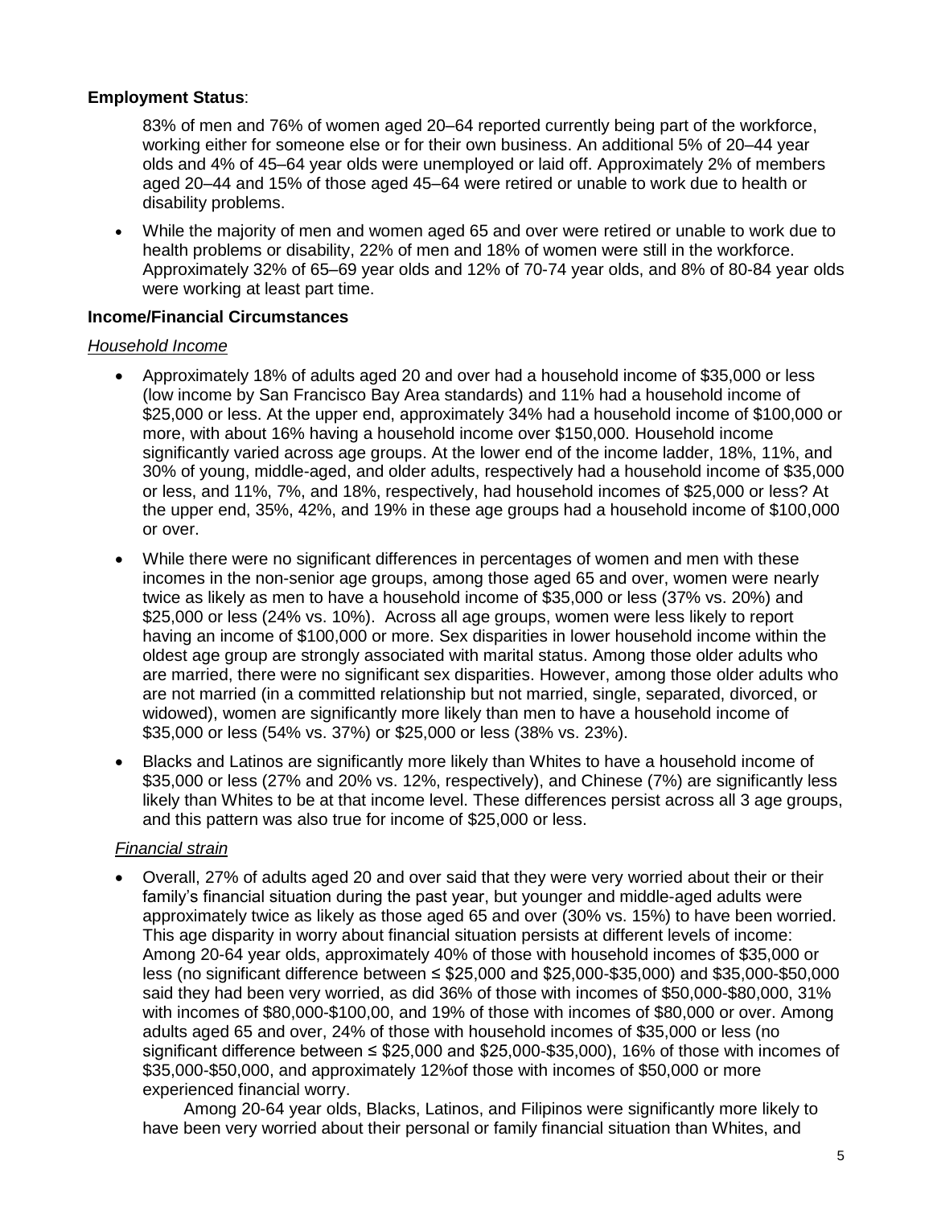**Employment Status**:

83% of men and 76% of women aged 20–64 reported currently being part of the workforce, working either for someone else or for their own business. An additional 5% of 20–44 year olds and 4% of 45–64 year olds were unemployed or laid off. Approximately 2% of members aged 20–44 and 15% of those aged 45–64 were retired or unable to work due to health or disability problems.

- While the majority of men and women aged 65 and over were retired or unable to work due to health problems or disability, 22% of men and 18% of women were still in the workforce. Approximately 32% of 65–69 year olds and 12% of 70-74 year olds, and 8% of 80-84 year olds were working at least part time.

**Income/Financial Circumstances**

*Household Income*

- Approximately 18% of adults aged 20 and over had a household income of $35,000 or less (low income by San Francisco Bay Area standards) and 11% had a household income of $25,000 or less. At the upper end, approximately 34% had a household income of $100,000 or more, with about 16% having a household income over $150,000. Household income significantly varied across age groups. At the lower end of the income ladder, 18%, 11%, and 30% of young, middle-aged, and older adults, respectively had a household income of $35,000 or less, and 11%, 7%, and 18%, respectively, had household incomes of $25,000 or less? At the upper end, 35%, 42%, and 19% in these age groups had a household income of $100,000 or over.
- While there were no significant differences in percentages of women and men with these incomes in the non-senior age groups, among those aged 65 and over, women were nearly twice as likely as men to have a household income of $35,000 or less (37% vs. 20%) and $25,000 or less (24% vs. 10%). Across all age groups, women were less likely to report having an income of $100,000 or more. Sex disparities in lower household income within the oldest age group are strongly associated with marital status. Among those older adults who are married, there were no significant sex disparities. However, among those older adults who are not married (in a committed relationship but not married, single, separated, divorced, or widowed), women are significantly more likely than men to have a household income of $35,000 or less (54% vs. 37%) or $25,000 or less (38% vs. 23%).
- Blacks and Latinos are significantly more likely than Whites to have a household income of $35,000 or less (27% and 20% vs. 12%, respectively), and Chinese (7%) are significantly less likely than Whites to be at that income level. These differences persist across all 3 age groups, and this pattern was also true for income of $25,000 or less.

*Financial strain*

- Overall, 27% of adults aged 20 and over said that they were very worried about their or their family's financial situation during the past year, but younger and middle-aged adults were approximately twice as likely as those aged 65 and over (30% vs. 15%) to have been worried. This age disparity in worry about financial situation persists at different levels of income: Among 20-64 year olds, approximately 40% of those with household incomes of $35,000 or less (no significant difference between ≤ $25,000 and $25,000-$35,000) and $35,000-$50,000 said they had been very worried, as did 36% of those with incomes of $50,000-$80,000, 31% with incomes of $80,000-$100,00, and 19% of those with incomes of $80,000 or over. Among adults aged 65 and over, 24% of those with household incomes of $35,000 or less (no significant difference between ≤ $25,000 and $25,000-$35,000), 16% of those with incomes of $35,000-$50,000, and approximately 12%of those with incomes of $50,000 or more experienced financial worry.

  Among 20-64 year olds, Blacks, Latinos, and Filipinos were significantly more likely to have been very worried about their personal or family financial situation than Whites, and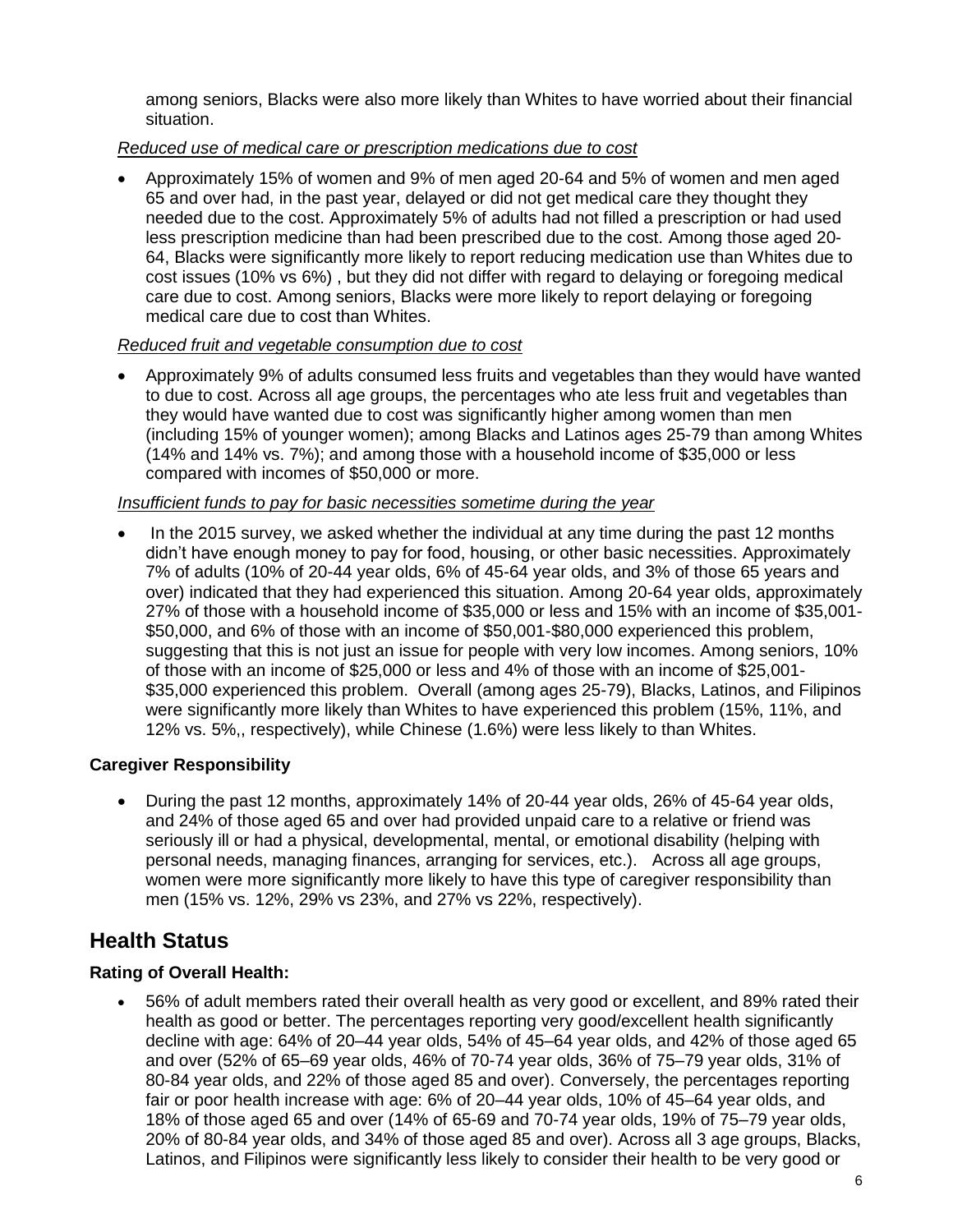among seniors, Blacks were also more likely than Whites to have worried about their financial situation.

*Reduced use of medical care or prescription medications due to cost*

- Approximately 15% of women and 9% of men aged 20-64 and 5% of women and men aged 65 and over had, in the past year, delayed or did not get medical care they thought they needed due to the cost. Approximately 5% of adults had not filled a prescription or had used less prescription medicine than had been prescribed due to the cost. Among those aged 20-64, Blacks were significantly more likely to report reducing medication use than Whites due to cost issues (10% vs 6%) , but they did not differ with regard to delaying or foregoing medical care due to cost. Among seniors, Blacks were more likely to report delaying or foregoing medical care due to cost than Whites.

*Reduced fruit and vegetable consumption due to cost*

- Approximately 9% of adults consumed less fruits and vegetables than they would have wanted to due to cost. Across all age groups, the percentages who ate less fruit and vegetables than they would have wanted due to cost was significantly higher among women than men (including 15% of younger women); among Blacks and Latinos ages 25-79 than among Whites (14% and 14% vs. 7%); and among those with a household income of $35,000 or less compared with incomes of $50,000 or more.

*Insufficient funds to pay for basic necessities sometime during the year*

- In the 2015 survey, we asked whether the individual at any time during the past 12 months didn't have enough money to pay for food, housing, or other basic necessities. Approximately 7% of adults (10% of 20-44 year olds, 6% of 45-64 year olds, and 3% of those 65 years and over) indicated that they had experienced this situation. Among 20-64 year olds, approximately 27% of those with a household income of $35,000 or less and 15% with an income of $35,001-$50,000, and 6% of those with an income of $50,001-$80,000 experienced this problem, suggesting that this is not just an issue for people with very low incomes. Among seniors, 10% of those with an income of $25,000 or less and 4% of those with an income of $25,001-$35,000 experienced this problem. Overall (among ages 25-79), Blacks, Latinos, and Filipinos were significantly more likely than Whites to have experienced this problem (15%, 11%, and 12% vs. 5%,, respectively), while Chinese (1.6%) were less likely to than Whites.

### Caregiver Responsibility

- During the past 12 months, approximately 14% of 20-44 year olds, 26% of 45-64 year olds, and 24% of those aged 65 and over had provided unpaid care to a relative or friend was seriously ill or had a physical, developmental, mental, or emotional disability (helping with personal needs, managing finances, arranging for services, etc.). Across all age groups, women were more significantly more likely to have this type of caregiver responsibility than men (15% vs. 12%, 29% vs 23%, and 27% vs 22%, respectively).

## Health Status

### Rating of Overall Health:

- 56% of adult members rated their overall health as very good or excellent, and 89% rated their health as good or better. The percentages reporting very good/excellent health significantly decline with age: 64% of 20–44 year olds, 54% of 45–64 year olds, and 42% of those aged 65 and over (52% of 65–69 year olds, 46% of 70-74 year olds, 36% of 75–79 year olds, 31% of 80-84 year olds, and 22% of those aged 85 and over). Conversely, the percentages reporting fair or poor health increase with age: 6% of 20–44 year olds, 10% of 45–64 year olds, and 18% of those aged 65 and over (14% of 65-69 and 70-74 year olds, 19% of 75–79 year olds, 20% of 80-84 year olds, and 34% of those aged 85 and over). Across all 3 age groups, Blacks, Latinos, and Filipinos were significantly less likely to consider their health to be very good or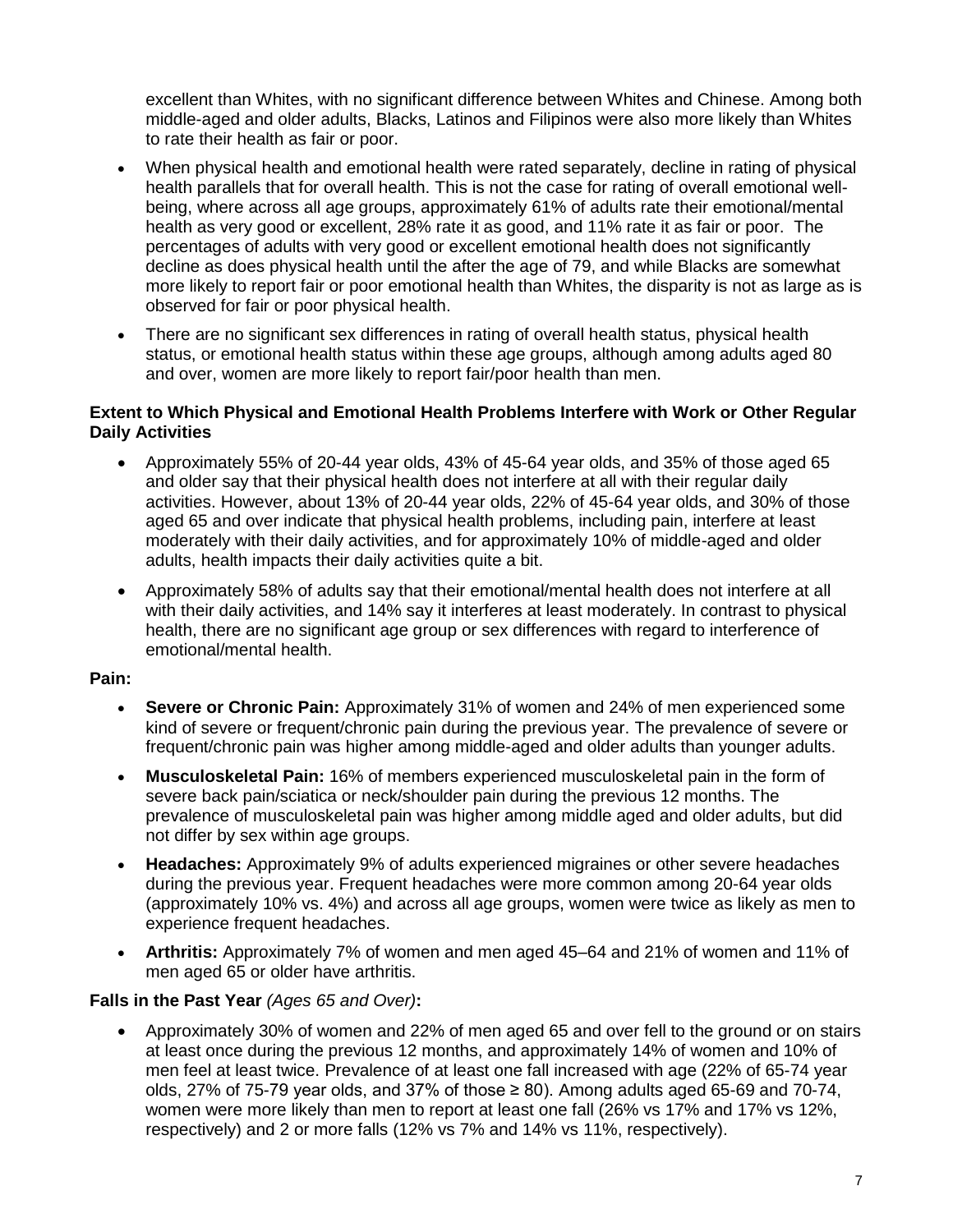excellent than Whites, with no significant difference between Whites and Chinese. Among both middle-aged and older adults, Blacks, Latinos and Filipinos were also more likely than Whites to rate their health as fair or poor.

- When physical health and emotional health were rated separately, decline in rating of physical health parallels that for overall health. This is not the case for rating of overall emotional well-being, where across all age groups, approximately 61% of adults rate their emotional/mental health as very good or excellent, 28% rate it as good, and 11% rate it as fair or poor. The percentages of adults with very good or excellent emotional health does not significantly decline as does physical health until the after the age of 79, and while Blacks are somewhat more likely to report fair or poor emotional health than Whites, the disparity is not as large as is observed for fair or poor physical health.
- There are no significant sex differences in rating of overall health status, physical health status, or emotional health status within these age groups, although among adults aged 80 and over, women are more likely to report fair/poor health than men.

**Extent to Which Physical and Emotional Health Problems Interfere with Work or Other Regular Daily Activities**

- Approximately 55% of 20-44 year olds, 43% of 45-64 year olds, and 35% of those aged 65 and older say that their physical health does not interfere at all with their regular daily activities. However, about 13% of 20-44 year olds, 22% of 45-64 year olds, and 30% of those aged 65 and over indicate that physical health problems, including pain, interfere at least moderately with their daily activities, and for approximately 10% of middle-aged and older adults, health impacts their daily activities quite a bit.
- Approximately 58% of adults say that their emotional/mental health does not interfere at all with their daily activities, and 14% say it interferes at least moderately. In contrast to physical health, there are no significant age group or sex differences with regard to interference of emotional/mental health.

**Pain:**

- **Severe or Chronic Pain:** Approximately 31% of women and 24% of men experienced some kind of severe or frequent/chronic pain during the previous year. The prevalence of severe or frequent/chronic pain was higher among middle-aged and older adults than younger adults.
- **Musculoskeletal Pain:** 16% of members experienced musculoskeletal pain in the form of severe back pain/sciatica or neck/shoulder pain during the previous 12 months. The prevalence of musculoskeletal pain was higher among middle aged and older adults, but did not differ by sex within age groups.
- **Headaches:** Approximately 9% of adults experienced migraines or other severe headaches during the previous year. Frequent headaches were more common among 20-64 year olds (approximately 10% vs. 4%) and across all age groups, women were twice as likely as men to experience frequent headaches.
- **Arthritis:** Approximately 7% of women and men aged 45–64 and 21% of women and 11% of men aged 65 or older have arthritis.

**Falls in the Past Year** *(Ages 65 and Over)***:**

- Approximately 30% of women and 22% of men aged 65 and over fell to the ground or on stairs at least once during the previous 12 months, and approximately 14% of women and 10% of men feel at least twice. Prevalence of at least one fall increased with age (22% of 65-74 year olds, 27% of 75-79 year olds, and 37% of those ≥ 80). Among adults aged 65-69 and 70-74, women were more likely than men to report at least one fall (26% vs 17% and 17% vs 12%, respectively) and 2 or more falls (12% vs 7% and 14% vs 11%, respectively).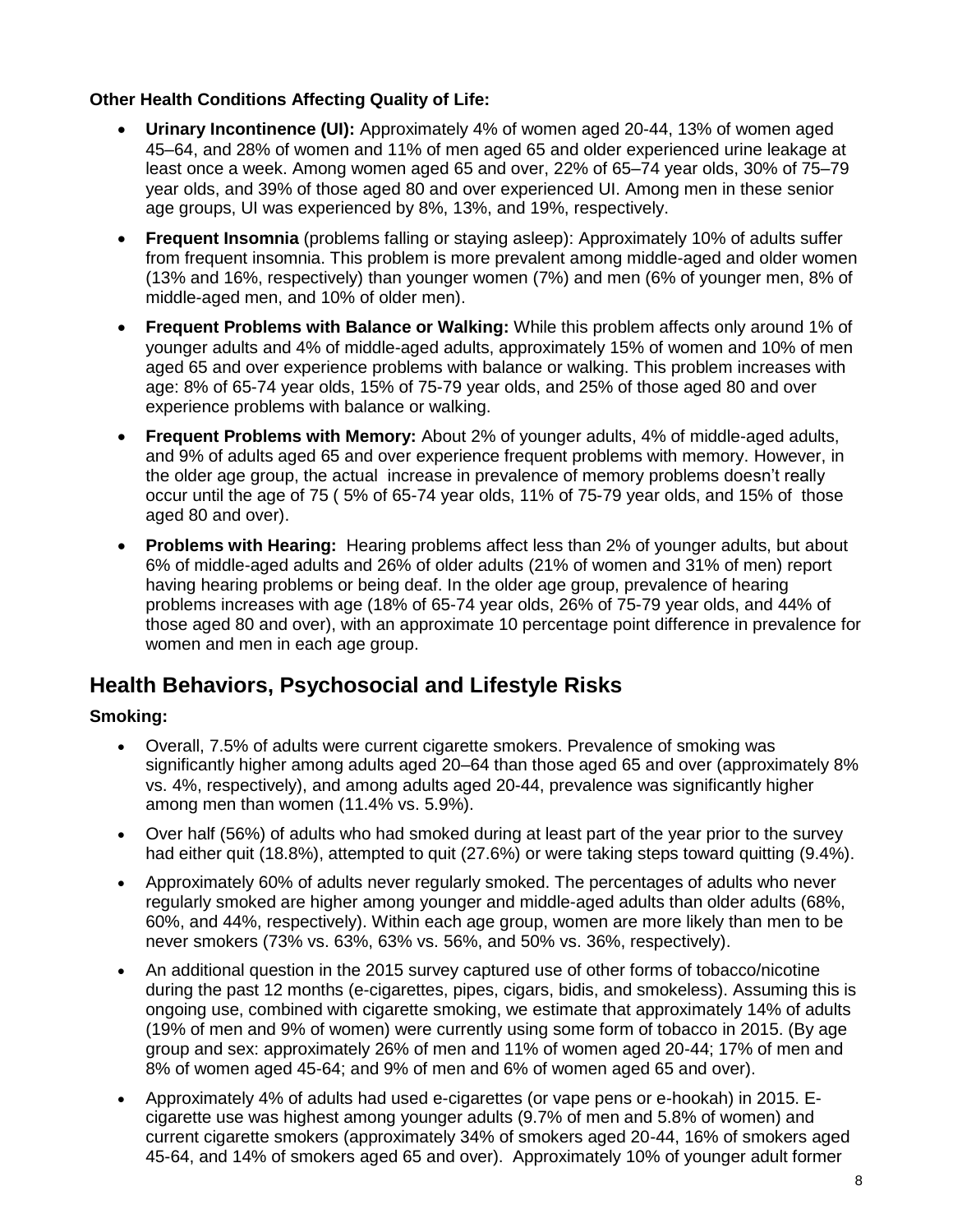**Other Health Conditions Affecting Quality of Life:**

- **Urinary Incontinence (UI):** Approximately 4% of women aged 20-44, 13% of women aged 45–64, and 28% of women and 11% of men aged 65 and older experienced urine leakage at least once a week. Among women aged 65 and over, 22% of 65–74 year olds, 30% of 75–79 year olds, and 39% of those aged 80 and over experienced UI. Among men in these senior age groups, UI was experienced by 8%, 13%, and 19%, respectively.
- **Frequent Insomnia** (problems falling or staying asleep): Approximately 10% of adults suffer from frequent insomnia. This problem is more prevalent among middle-aged and older women (13% and 16%, respectively) than younger women (7%) and men (6% of younger men, 8% of middle-aged men, and 10% of older men).
- **Frequent Problems with Balance or Walking:** While this problem affects only around 1% of younger adults and 4% of middle-aged adults, approximately 15% of women and 10% of men aged 65 and over experience problems with balance or walking. This problem increases with age: 8% of 65-74 year olds, 15% of 75-79 year olds, and 25% of those aged 80 and over experience problems with balance or walking.
- **Frequent Problems with Memory:** About 2% of younger adults, 4% of middle-aged adults, and 9% of adults aged 65 and over experience frequent problems with memory. However, in the older age group, the actual increase in prevalence of memory problems doesn't really occur until the age of 75 ( 5% of 65-74 year olds, 11% of 75-79 year olds, and 15% of those aged 80 and over).
- **Problems with Hearing:** Hearing problems affect less than 2% of younger adults, but about 6% of middle-aged adults and 26% of older adults (21% of women and 31% of men) report having hearing problems or being deaf. In the older age group, prevalence of hearing problems increases with age (18% of 65-74 year olds, 26% of 75-79 year olds, and 44% of those aged 80 and over), with an approximate 10 percentage point difference in prevalence for women and men in each age group.

## Health Behaviors, Psychosocial and Lifestyle Risks

**Smoking:**

- Overall, 7.5% of adults were current cigarette smokers. Prevalence of smoking was significantly higher among adults aged 20–64 than those aged 65 and over (approximately 8% vs. 4%, respectively), and among adults aged 20-44, prevalence was significantly higher among men than women (11.4% vs. 5.9%).
- Over half (56%) of adults who had smoked during at least part of the year prior to the survey had either quit (18.8%), attempted to quit (27.6%) or were taking steps toward quitting (9.4%).
- Approximately 60% of adults never regularly smoked. The percentages of adults who never regularly smoked are higher among younger and middle-aged adults than older adults (68%, 60%, and 44%, respectively). Within each age group, women are more likely than men to be never smokers (73% vs. 63%, 63% vs. 56%, and 50% vs. 36%, respectively).
- An additional question in the 2015 survey captured use of other forms of tobacco/nicotine during the past 12 months (e-cigarettes, pipes, cigars, bidis, and smokeless). Assuming this is ongoing use, combined with cigarette smoking, we estimate that approximately 14% of adults (19% of men and 9% of women) were currently using some form of tobacco in 2015. (By age group and sex: approximately 26% of men and 11% of women aged 20-44; 17% of men and 8% of women aged 45-64; and 9% of men and 6% of women aged 65 and over).
- Approximately 4% of adults had used e-cigarettes (or vape pens or e-hookah) in 2015. E-cigarette use was highest among younger adults (9.7% of men and 5.8% of women) and current cigarette smokers (approximately 34% of smokers aged 20-44, 16% of smokers aged 45-64, and 14% of smokers aged 65 and over). Approximately 10% of younger adult former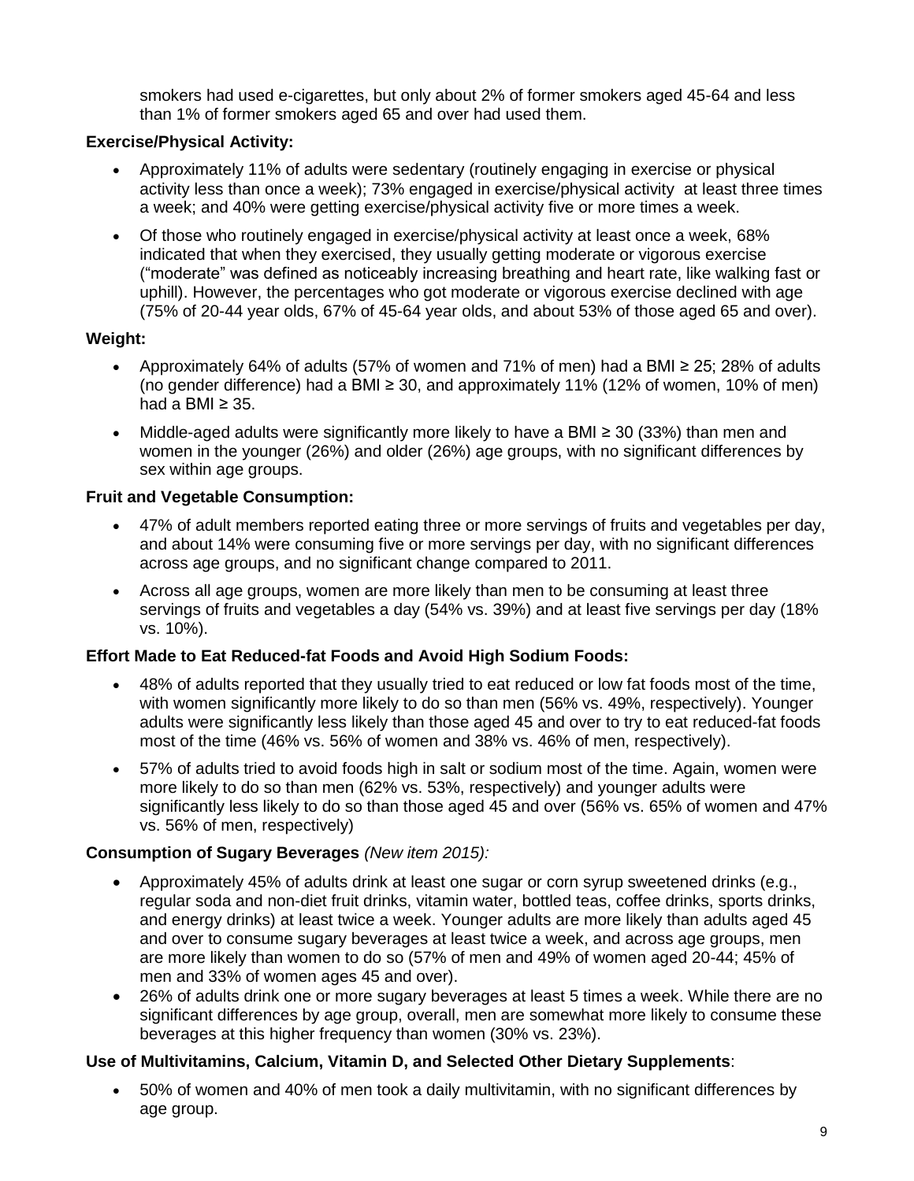smokers had used e-cigarettes, but only about 2% of former smokers aged 45-64 and less than 1% of former smokers aged 65 and over had used them.

**Exercise/Physical Activity:**

- Approximately 11% of adults were sedentary (routinely engaging in exercise or physical activity less than once a week); 73% engaged in exercise/physical activity at least three times a week; and 40% were getting exercise/physical activity five or more times a week.
- Of those who routinely engaged in exercise/physical activity at least once a week, 68% indicated that when they exercised, they usually getting moderate or vigorous exercise ("moderate" was defined as noticeably increasing breathing and heart rate, like walking fast or uphill). However, the percentages who got moderate or vigorous exercise declined with age (75% of 20-44 year olds, 67% of 45-64 year olds, and about 53% of those aged 65 and over).

**Weight:**

- Approximately 64% of adults (57% of women and 71% of men) had a BMI ≥ 25; 28% of adults (no gender difference) had a BMI ≥ 30, and approximately 11% (12% of women, 10% of men) had a BMI ≥ 35.
- Middle-aged adults were significantly more likely to have a BMI ≥ 30 (33%) than men and women in the younger (26%) and older (26%) age groups, with no significant differences by sex within age groups.

**Fruit and Vegetable Consumption:**

- 47% of adult members reported eating three or more servings of fruits and vegetables per day, and about 14% were consuming five or more servings per day, with no significant differences across age groups, and no significant change compared to 2011.
- Across all age groups, women are more likely than men to be consuming at least three servings of fruits and vegetables a day (54% vs. 39%) and at least five servings per day (18% vs. 10%).

**Effort Made to Eat Reduced-fat Foods and Avoid High Sodium Foods:**

- 48% of adults reported that they usually tried to eat reduced or low fat foods most of the time, with women significantly more likely to do so than men (56% vs. 49%, respectively). Younger adults were significantly less likely than those aged 45 and over to try to eat reduced-fat foods most of the time (46% vs. 56% of women and 38% vs. 46% of men, respectively).
- 57% of adults tried to avoid foods high in salt or sodium most of the time. Again, women were more likely to do so than men (62% vs. 53%, respectively) and younger adults were significantly less likely to do so than those aged 45 and over (56% vs. 65% of women and 47% vs. 56% of men, respectively)

**Consumption of Sugary Beverages** *(New item 2015):*

- Approximately 45% of adults drink at least one sugar or corn syrup sweetened drinks (e.g., regular soda and non-diet fruit drinks, vitamin water, bottled teas, coffee drinks, sports drinks, and energy drinks) at least twice a week. Younger adults are more likely than adults aged 45 and over to consume sugary beverages at least twice a week, and across age groups, men are more likely than women to do so (57% of men and 49% of women aged 20-44; 45% of men and 33% of women ages 45 and over).
- 26% of adults drink one or more sugary beverages at least 5 times a week. While there are no significant differences by age group, overall, men are somewhat more likely to consume these beverages at this higher frequency than women (30% vs. 23%).

**Use of Multivitamins, Calcium, Vitamin D, and Selected Other Dietary Supplements**:

- 50% of women and 40% of men took a daily multivitamin, with no significant differences by age group.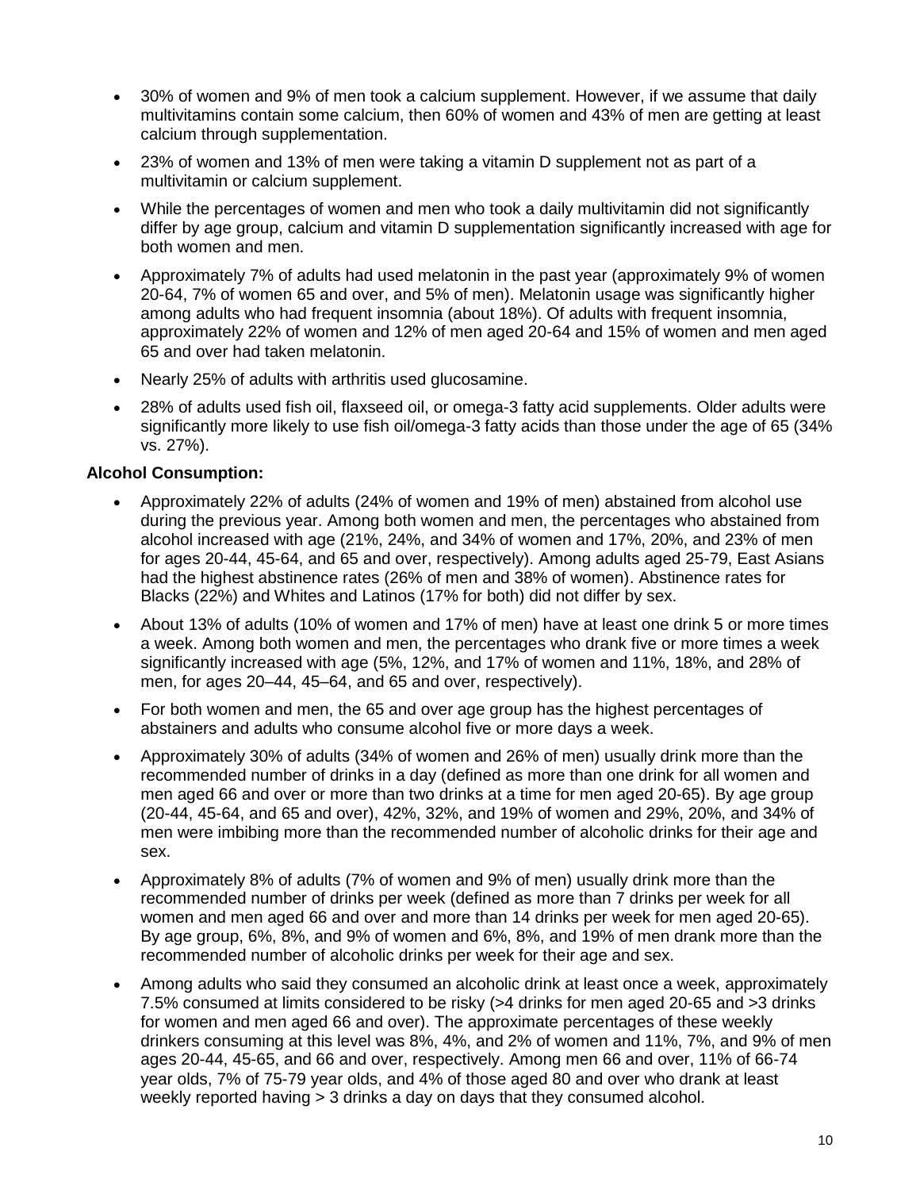- 30% of women and 9% of men took a calcium supplement. However, if we assume that daily multivitamins contain some calcium, then 60% of women and 43% of men are getting at least calcium through supplementation.
- 23% of women and 13% of men were taking a vitamin D supplement not as part of a multivitamin or calcium supplement.
- While the percentages of women and men who took a daily multivitamin did not significantly differ by age group, calcium and vitamin D supplementation significantly increased with age for both women and men.
- Approximately 7% of adults had used melatonin in the past year (approximately 9% of women 20-64, 7% of women 65 and over, and 5% of men). Melatonin usage was significantly higher among adults who had frequent insomnia (about 18%). Of adults with frequent insomnia, approximately 22% of women and 12% of men aged 20-64 and 15% of women and men aged 65 and over had taken melatonin.
- Nearly 25% of adults with arthritis used glucosamine.
- 28% of adults used fish oil, flaxseed oil, or omega-3 fatty acid supplements. Older adults were significantly more likely to use fish oil/omega-3 fatty acids than those under the age of 65 (34% vs. 27%).

**Alcohol Consumption:**

- Approximately 22% of adults (24% of women and 19% of men) abstained from alcohol use during the previous year. Among both women and men, the percentages who abstained from alcohol increased with age (21%, 24%, and 34% of women and 17%, 20%, and 23% of men for ages 20-44, 45-64, and 65 and over, respectively). Among adults aged 25-79, East Asians had the highest abstinence rates (26% of men and 38% of women). Abstinence rates for Blacks (22%) and Whites and Latinos (17% for both) did not differ by sex.
- About 13% of adults (10% of women and 17% of men) have at least one drink 5 or more times a week. Among both women and men, the percentages who drank five or more times a week significantly increased with age (5%, 12%, and 17% of women and 11%, 18%, and 28% of men, for ages 20–44, 45–64, and 65 and over, respectively).
- For both women and men, the 65 and over age group has the highest percentages of abstainers and adults who consume alcohol five or more days a week.
- Approximately 30% of adults (34% of women and 26% of men) usually drink more than the recommended number of drinks in a day (defined as more than one drink for all women and men aged 66 and over or more than two drinks at a time for men aged 20-65). By age group (20-44, 45-64, and 65 and over), 42%, 32%, and 19% of women and 29%, 20%, and 34% of men were imbibing more than the recommended number of alcoholic drinks for their age and sex.
- Approximately 8% of adults (7% of women and 9% of men) usually drink more than the recommended number of drinks per week (defined as more than 7 drinks per week for all women and men aged 66 and over and more than 14 drinks per week for men aged 20-65). By age group, 6%, 8%, and 9% of women and 6%, 8%, and 19% of men drank more than the recommended number of alcoholic drinks per week for their age and sex.
- Among adults who said they consumed an alcoholic drink at least once a week, approximately 7.5% consumed at limits considered to be risky (>4 drinks for men aged 20-65 and >3 drinks for women and men aged 66 and over). The approximate percentages of these weekly drinkers consuming at this level was 8%, 4%, and 2% of women and 11%, 7%, and 9% of men ages 20-44, 45-65, and 66 and over, respectively. Among men 66 and over, 11% of 66-74 year olds, 7% of 75-79 year olds, and 4% of those aged 80 and over who drank at least weekly reported having > 3 drinks a day on days that they consumed alcohol.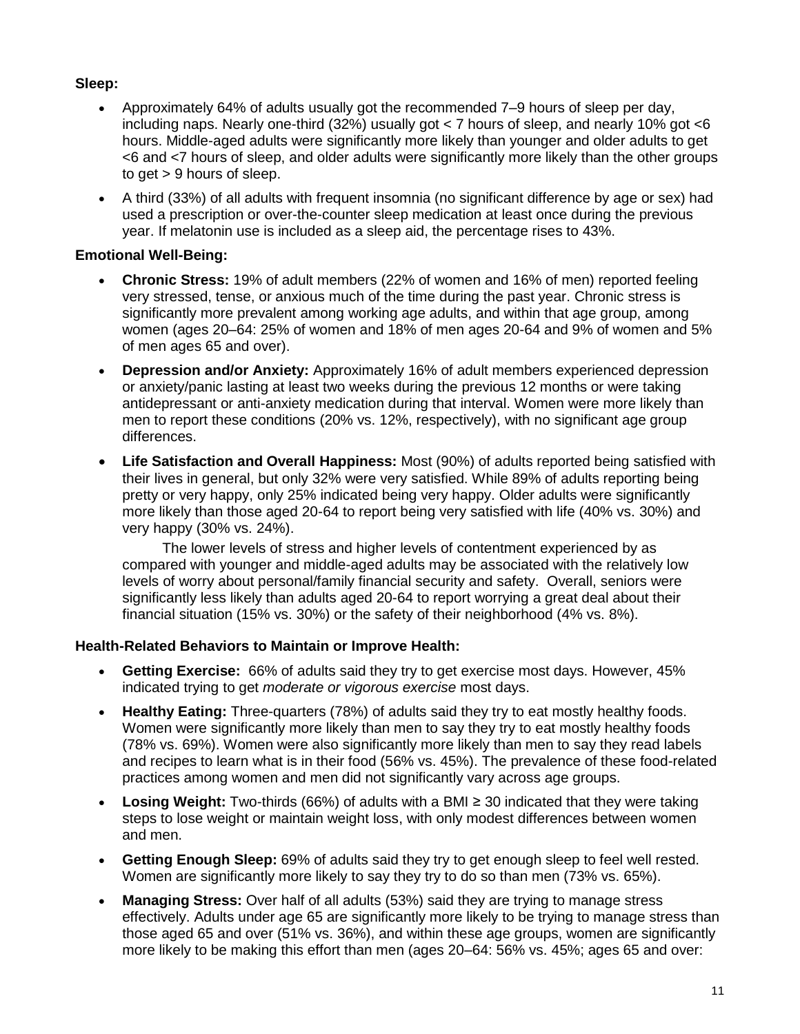**Sleep:**

- Approximately 64% of adults usually got the recommended 7–9 hours of sleep per day, including naps. Nearly one-third (32%) usually got < 7 hours of sleep, and nearly 10% got <6 hours. Middle-aged adults were significantly more likely than younger and older adults to get <6 and <7 hours of sleep, and older adults were significantly more likely than the other groups to get > 9 hours of sleep.
- A third (33%) of all adults with frequent insomnia (no significant difference by age or sex) had used a prescription or over-the-counter sleep medication at least once during the previous year. If melatonin use is included as a sleep aid, the percentage rises to 43%.

**Emotional Well-Being:**

- **Chronic Stress:** 19% of adult members (22% of women and 16% of men) reported feeling very stressed, tense, or anxious much of the time during the past year. Chronic stress is significantly more prevalent among working age adults, and within that age group, among women (ages 20–64: 25% of women and 18% of men ages 20-64 and 9% of women and 5% of men ages 65 and over).
- **Depression and/or Anxiety:** Approximately 16% of adult members experienced depression or anxiety/panic lasting at least two weeks during the previous 12 months or were taking antidepressant or anti-anxiety medication during that interval. Women were more likely than men to report these conditions (20% vs. 12%, respectively), with no significant age group differences.
- **Life Satisfaction and Overall Happiness:** Most (90%) of adults reported being satisfied with their lives in general, but only 32% were very satisfied. While 89% of adults reporting being pretty or very happy, only 25% indicated being very happy. Older adults were significantly more likely than those aged 20-64 to report being very satisfied with life (40% vs. 30%) and very happy (30% vs. 24%).

  The lower levels of stress and higher levels of contentment experienced by as compared with younger and middle-aged adults may be associated with the relatively low levels of worry about personal/family financial security and safety. Overall, seniors were significantly less likely than adults aged 20-64 to report worrying a great deal about their financial situation (15% vs. 30%) or the safety of their neighborhood (4% vs. 8%).

**Health-Related Behaviors to Maintain or Improve Health:**

- **Getting Exercise:** 66% of adults said they try to get exercise most days. However, 45% indicated trying to get *moderate or vigorous exercise* most days.
- **Healthy Eating:** Three-quarters (78%) of adults said they try to eat mostly healthy foods. Women were significantly more likely than men to say they try to eat mostly healthy foods (78% vs. 69%). Women were also significantly more likely than men to say they read labels and recipes to learn what is in their food (56% vs. 45%). The prevalence of these food-related practices among women and men did not significantly vary across age groups.
- **Losing Weight:** Two-thirds (66%) of adults with a BMI ≥ 30 indicated that they were taking steps to lose weight or maintain weight loss, with only modest differences between women and men.
- **Getting Enough Sleep:** 69% of adults said they try to get enough sleep to feel well rested. Women are significantly more likely to say they try to do so than men (73% vs. 65%).
- **Managing Stress:** Over half of all adults (53%) said they are trying to manage stress effectively. Adults under age 65 are significantly more likely to be trying to manage stress than those aged 65 and over (51% vs. 36%), and within these age groups, women are significantly more likely to be making this effort than men (ages 20–64: 56% vs. 45%; ages 65 and over: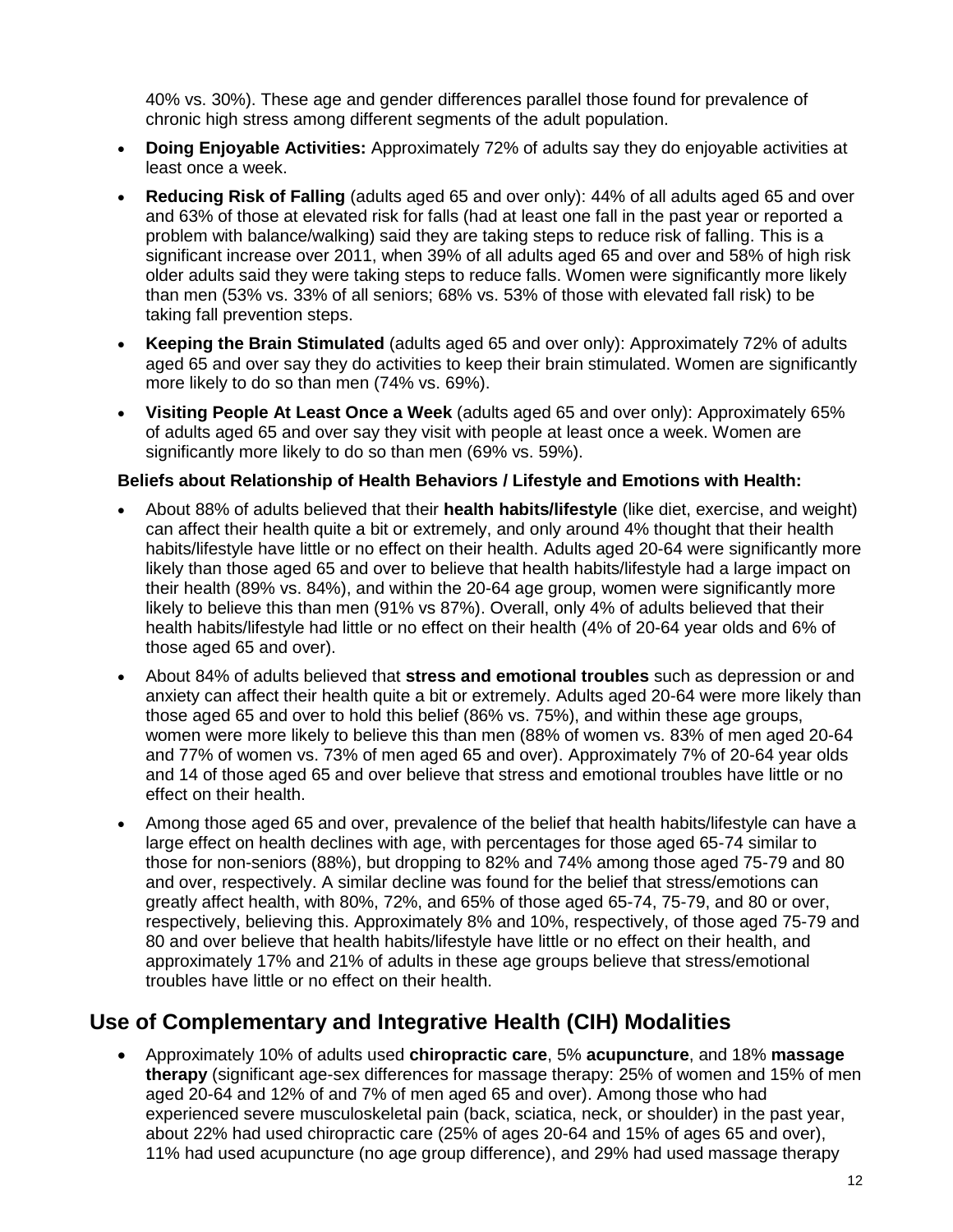40% vs. 30%). These age and gender differences parallel those found for prevalence of chronic high stress among different segments of the adult population.

- **Doing Enjoyable Activities:** Approximately 72% of adults say they do enjoyable activities at least once a week.
- **Reducing Risk of Falling** (adults aged 65 and over only): 44% of all adults aged 65 and over and 63% of those at elevated risk for falls (had at least one fall in the past year or reported a problem with balance/walking) said they are taking steps to reduce risk of falling. This is a significant increase over 2011, when 39% of all adults aged 65 and over and 58% of high risk older adults said they were taking steps to reduce falls. Women were significantly more likely than men (53% vs. 33% of all seniors; 68% vs. 53% of those with elevated fall risk) to be taking fall prevention steps.
- **Keeping the Brain Stimulated** (adults aged 65 and over only): Approximately 72% of adults aged 65 and over say they do activities to keep their brain stimulated. Women are significantly more likely to do so than men (74% vs. 69%).
- **Visiting People At Least Once a Week** (adults aged 65 and over only): Approximately 65% of adults aged 65 and over say they visit with people at least once a week. Women are significantly more likely to do so than men (69% vs. 59%).

**Beliefs about Relationship of Health Behaviors / Lifestyle and Emotions with Health:**

- About 88% of adults believed that their **health habits/lifestyle** (like diet, exercise, and weight) can affect their health quite a bit or extremely, and only around 4% thought that their health habits/lifestyle have little or no effect on their health. Adults aged 20-64 were significantly more likely than those aged 65 and over to believe that health habits/lifestyle had a large impact on their health (89% vs. 84%), and within the 20-64 age group, women were significantly more likely to believe this than men (91% vs 87%). Overall, only 4% of adults believed that their health habits/lifestyle had little or no effect on their health (4% of 20-64 year olds and 6% of those aged 65 and over).
- About 84% of adults believed that **stress and emotional troubles** such as depression or and anxiety can affect their health quite a bit or extremely. Adults aged 20-64 were more likely than those aged 65 and over to hold this belief (86% vs. 75%), and within these age groups, women were more likely to believe this than men (88% of women vs. 83% of men aged 20-64 and 77% of women vs. 73% of men aged 65 and over). Approximately 7% of 20-64 year olds and 14 of those aged 65 and over believe that stress and emotional troubles have little or no effect on their health.
- Among those aged 65 and over, prevalence of the belief that health habits/lifestyle can have a large effect on health declines with age, with percentages for those aged 65-74 similar to those for non-seniors (88%), but dropping to 82% and 74% among those aged 75-79 and 80 and over, respectively. A similar decline was found for the belief that stress/emotions can greatly affect health, with 80%, 72%, and 65% of those aged 65-74, 75-79, and 80 or over, respectively, believing this. Approximately 8% and 10%, respectively, of those aged 75-79 and 80 and over believe that health habits/lifestyle have little or no effect on their health, and approximately 17% and 21% of adults in these age groups believe that stress/emotional troubles have little or no effect on their health.

## Use of Complementary and Integrative Health (CIH) Modalities

- Approximately 10% of adults used **chiropractic care**, 5% **acupuncture**, and 18% **massage therapy** (significant age-sex differences for massage therapy: 25% of women and 15% of men aged 20-64 and 12% of and 7% of men aged 65 and over). Among those who had experienced severe musculoskeletal pain (back, sciatica, neck, or shoulder) in the past year, about 22% had used chiropractic care (25% of ages 20-64 and 15% of ages 65 and over), 11% had used acupuncture (no age group difference), and 29% had used massage therapy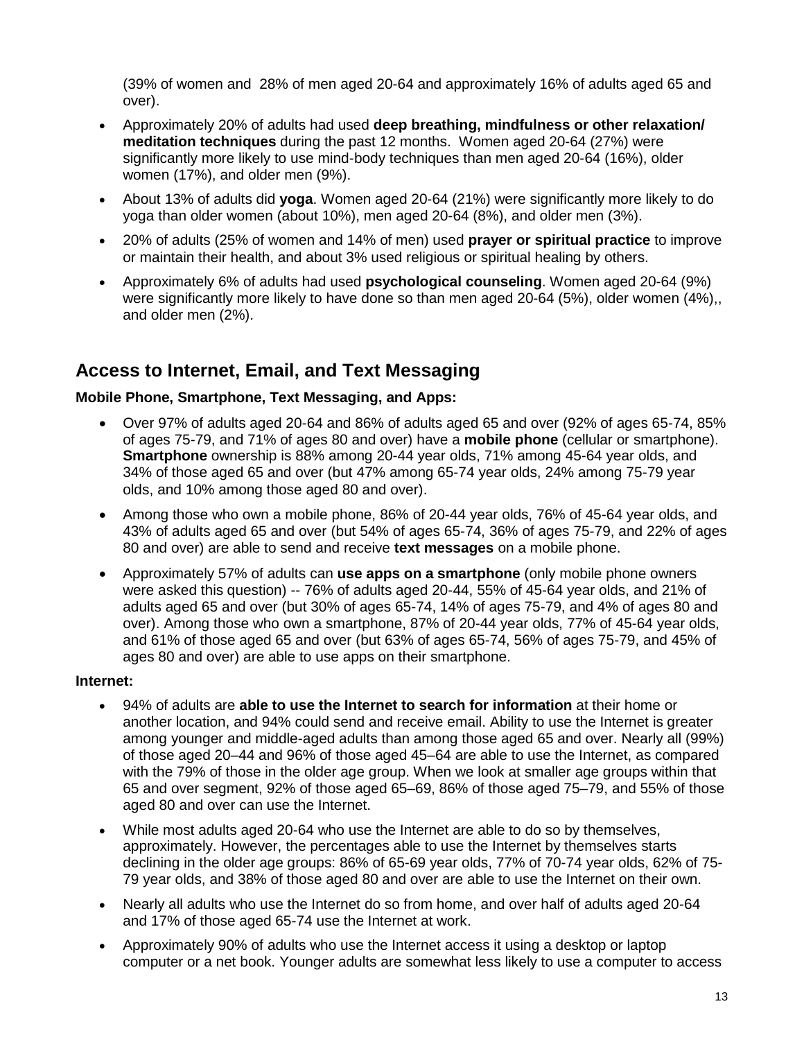(39% of women and 28% of men aged 20-64 and approximately 16% of adults aged 65 and over).

- Approximately 20% of adults had used **deep breathing, mindfulness or other relaxation/ meditation techniques** during the past 12 months. Women aged 20-64 (27%) were significantly more likely to use mind-body techniques than men aged 20-64 (16%), older women (17%), and older men (9%).
- About 13% of adults did **yoga**. Women aged 20-64 (21%) were significantly more likely to do yoga than older women (about 10%), men aged 20-64 (8%), and older men (3%).
- 20% of adults (25% of women and 14% of men) used **prayer or spiritual practice** to improve or maintain their health, and about 3% used religious or spiritual healing by others.
- Approximately 6% of adults had used **psychological counseling**. Women aged 20-64 (9%) were significantly more likely to have done so than men aged 20-64 (5%), older women (4%),, and older men (2%).

## Access to Internet, Email, and Text Messaging

**Mobile Phone, Smartphone, Text Messaging, and Apps:**

- Over 97% of adults aged 20-64 and 86% of adults aged 65 and over (92% of ages 65-74, 85% of ages 75-79, and 71% of ages 80 and over) have a **mobile phone** (cellular or smartphone). **Smartphone** ownership is 88% among 20-44 year olds, 71% among 45-64 year olds, and 34% of those aged 65 and over (but 47% among 65-74 year olds, 24% among 75-79 year olds, and 10% among those aged 80 and over).
- Among those who own a mobile phone, 86% of 20-44 year olds, 76% of 45-64 year olds, and 43% of adults aged 65 and over (but 54% of ages 65-74, 36% of ages 75-79, and 22% of ages 80 and over) are able to send and receive **text messages** on a mobile phone.
- Approximately 57% of adults can **use apps on a smartphone** (only mobile phone owners were asked this question) -- 76% of adults aged 20-44, 55% of 45-64 year olds, and 21% of adults aged 65 and over (but 30% of ages 65-74, 14% of ages 75-79, and 4% of ages 80 and over). Among those who own a smartphone, 87% of 20-44 year olds, 77% of 45-64 year olds, and 61% of those aged 65 and over (but 63% of ages 65-74, 56% of ages 75-79, and 45% of ages 80 and over) are able to use apps on their smartphone.

**Internet:**

- 94% of adults are **able to use the Internet to search for information** at their home or another location, and 94% could send and receive email. Ability to use the Internet is greater among younger and middle-aged adults than among those aged 65 and over. Nearly all (99%) of those aged 20–44 and 96% of those aged 45–64 are able to use the Internet, as compared with the 79% of those in the older age group. When we look at smaller age groups within that 65 and over segment, 92% of those aged 65–69, 86% of those aged 75–79, and 55% of those aged 80 and over can use the Internet.
- While most adults aged 20-64 who use the Internet are able to do so by themselves, approximately. However, the percentages able to use the Internet by themselves starts declining in the older age groups: 86% of 65-69 year olds, 77% of 70-74 year olds, 62% of 75-79 year olds, and 38% of those aged 80 and over are able to use the Internet on their own.
- Nearly all adults who use the Internet do so from home, and over half of adults aged 20-64 and 17% of those aged 65-74 use the Internet at work.
- Approximately 90% of adults who use the Internet access it using a desktop or laptop computer or a net book. Younger adults are somewhat less likely to use a computer to access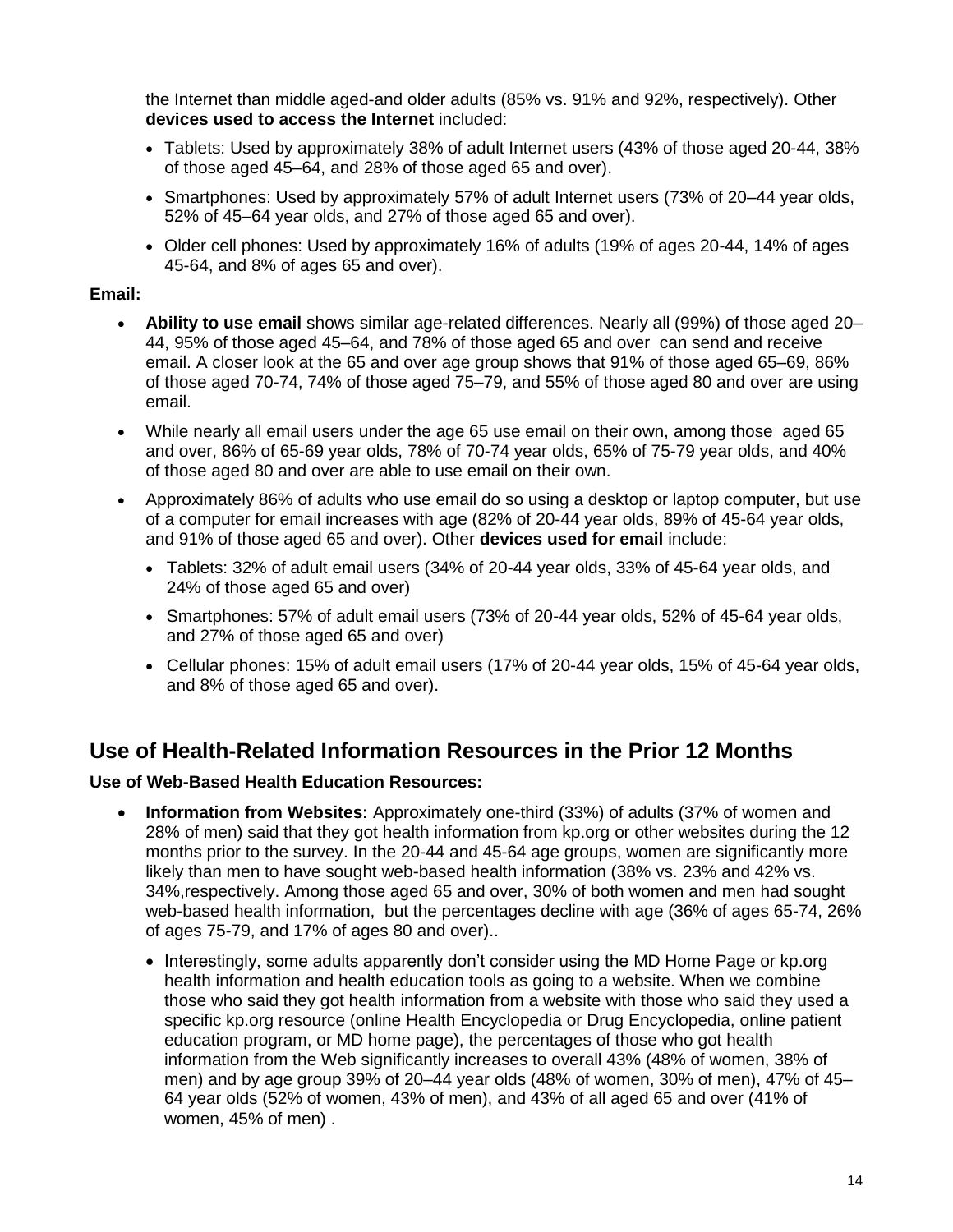the Internet than middle aged-and older adults (85% vs. 91% and 92%, respectively). Other **devices used to access the Internet** included:

- Tablets: Used by approximately 38% of adult Internet users (43% of those aged 20-44, 38% of those aged 45–64, and 28% of those aged 65 and over).
- Smartphones: Used by approximately 57% of adult Internet users (73% of 20–44 year olds, 52% of 45–64 year olds, and 27% of those aged 65 and over).
- Older cell phones: Used by approximately 16% of adults (19% of ages 20-44, 14% of ages 45-64, and 8% of ages 65 and over).

**Email:**

- **Ability to use email** shows similar age-related differences. Nearly all (99%) of those aged 20–44, 95% of those aged 45–64, and 78% of those aged 65 and over can send and receive email. A closer look at the 65 and over age group shows that 91% of those aged 65–69, 86% of those aged 70-74, 74% of those aged 75–79, and 55% of those aged 80 and over are using email.
- While nearly all email users under the age 65 use email on their own, among those aged 65 and over, 86% of 65-69 year olds, 78% of 70-74 year olds, 65% of 75-79 year olds, and 40% of those aged 80 and over are able to use email on their own.
- Approximately 86% of adults who use email do so using a desktop or laptop computer, but use of a computer for email increases with age (82% of 20-44 year olds, 89% of 45-64 year olds, and 91% of those aged 65 and over). Other **devices used for email** include:
  - Tablets: 32% of adult email users (34% of 20-44 year olds, 33% of 45-64 year olds, and 24% of those aged 65 and over)
  - Smartphones: 57% of adult email users (73% of 20-44 year olds, 52% of 45-64 year olds, and 27% of those aged 65 and over)
  - Cellular phones: 15% of adult email users (17% of 20-44 year olds, 15% of 45-64 year olds, and 8% of those aged 65 and over).

## Use of Health-Related Information Resources in the Prior 12 Months

**Use of Web-Based Health Education Resources:**

- **Information from Websites:** Approximately one-third (33%) of adults (37% of women and 28% of men) said that they got health information from kp.org or other websites during the 12 months prior to the survey. In the 20-44 and 45-64 age groups, women are significantly more likely than men to have sought web-based health information (38% vs. 23% and 42% vs. 34%,respectively. Among those aged 65 and over, 30% of both women and men had sought web-based health information, but the percentages decline with age (36% of ages 65-74, 26% of ages 75-79, and 17% of ages 80 and over)..
  - Interestingly, some adults apparently don't consider using the MD Home Page or kp.org health information and health education tools as going to a website. When we combine those who said they got health information from a website with those who said they used a specific kp.org resource (online Health Encyclopedia or Drug Encyclopedia, online patient education program, or MD home page), the percentages of those who got health information from the Web significantly increases to overall 43% (48% of women, 38% of men) and by age group 39% of 20–44 year olds (48% of women, 30% of men), 47% of 45–64 year olds (52% of women, 43% of men), and 43% of all aged 65 and over (41% of women, 45% of men) .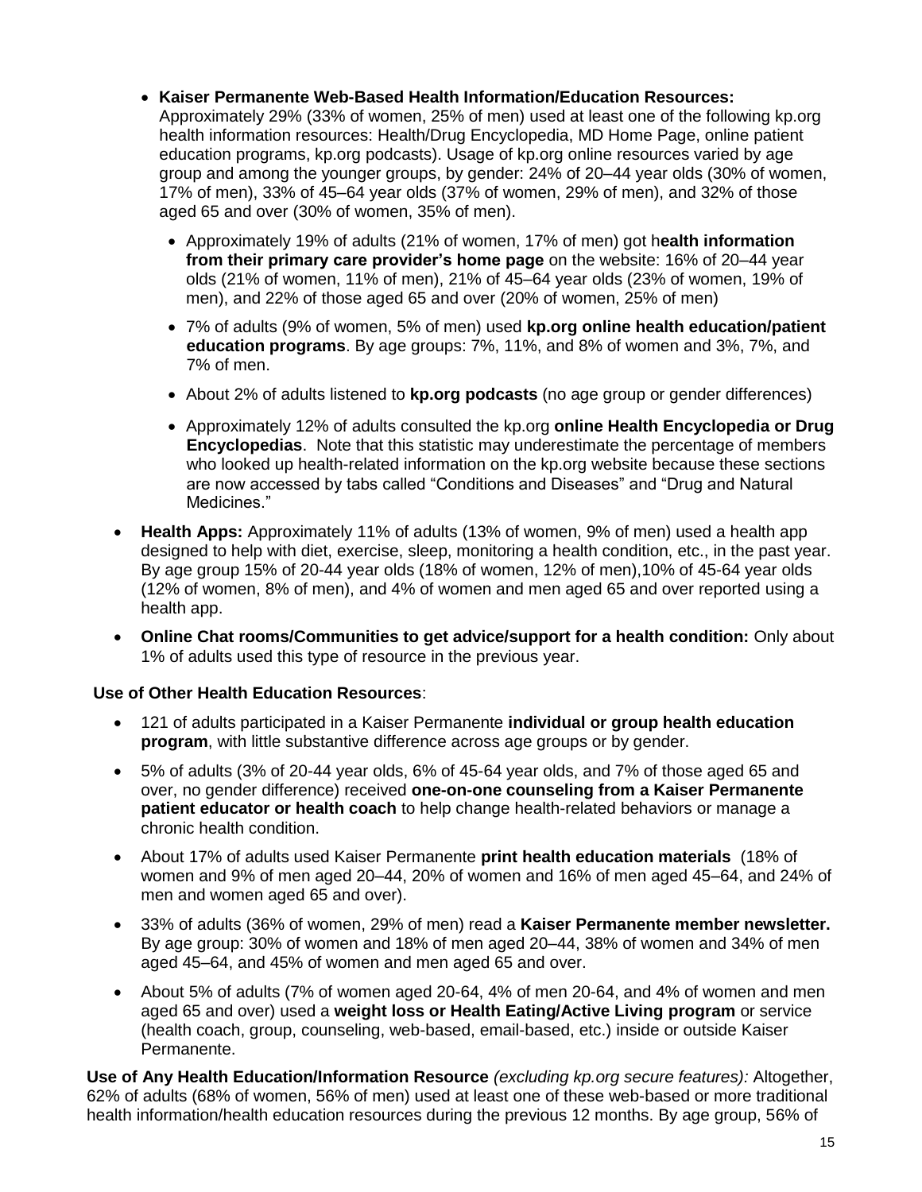- **Kaiser Permanente Web-Based Health Information/Education Resources:** Approximately 29% (33% of women, 25% of men) used at least one of the following kp.org health information resources: Health/Drug Encyclopedia, MD Home Page, online patient education programs, kp.org podcasts). Usage of kp.org online resources varied by age group and among the younger groups, by gender: 24% of 20–44 year olds (30% of women, 17% of men), 33% of 45–64 year olds (37% of women, 29% of men), and 32% of those aged 65 and over (30% of women, 35% of men).
  - Approximately 19% of adults (21% of women, 17% of men) got h**ealth information from their primary care provider's home page** on the website: 16% of 20–44 year olds (21% of women, 11% of men), 21% of 45–64 year olds (23% of women, 19% of men), and 22% of those aged 65 and over (20% of women, 25% of men)
  - 7% of adults (9% of women, 5% of men) used **kp.org online health education/patient education programs**. By age groups: 7%, 11%, and 8% of women and 3%, 7%, and 7% of men.
  - About 2% of adults listened to **kp.org podcasts** (no age group or gender differences)
  - Approximately 12% of adults consulted the kp.org **online Health Encyclopedia or Drug Encyclopedias**. Note that this statistic may underestimate the percentage of members who looked up health-related information on the kp.org website because these sections are now accessed by tabs called "Conditions and Diseases" and "Drug and Natural Medicines."
- **Health Apps:** Approximately 11% of adults (13% of women, 9% of men) used a health app designed to help with diet, exercise, sleep, monitoring a health condition, etc., in the past year. By age group 15% of 20-44 year olds (18% of women, 12% of men),10% of 45-64 year olds (12% of women, 8% of men), and 4% of women and men aged 65 and over reported using a health app.
- **Online Chat rooms/Communities to get advice/support for a health condition:** Only about 1% of adults used this type of resource in the previous year.

**Use of Other Health Education Resources**:

- 121 of adults participated in a Kaiser Permanente **individual or group health education program**, with little substantive difference across age groups or by gender.
- 5% of adults (3% of 20-44 year olds, 6% of 45-64 year olds, and 7% of those aged 65 and over, no gender difference) received **one-on-one counseling from a Kaiser Permanente patient educator or health coach** to help change health-related behaviors or manage a chronic health condition.
- About 17% of adults used Kaiser Permanente **print health education materials** (18% of women and 9% of men aged 20–44, 20% of women and 16% of men aged 45–64, and 24% of men and women aged 65 and over).
- 33% of adults (36% of women, 29% of men) read a **Kaiser Permanente member newsletter.** By age group: 30% of women and 18% of men aged 20–44, 38% of women and 34% of men aged 45–64, and 45% of women and men aged 65 and over.
- About 5% of adults (7% of women aged 20-64, 4% of men 20-64, and 4% of women and men aged 65 and over) used a **weight loss or Health Eating/Active Living program** or service (health coach, group, counseling, web-based, email-based, etc.) inside or outside Kaiser Permanente.

**Use of Any Health Education/Information Resource** *(excluding kp.org secure features):* Altogether, 62% of adults (68% of women, 56% of men) used at least one of these web-based or more traditional health information/health education resources during the previous 12 months. By age group, 56% of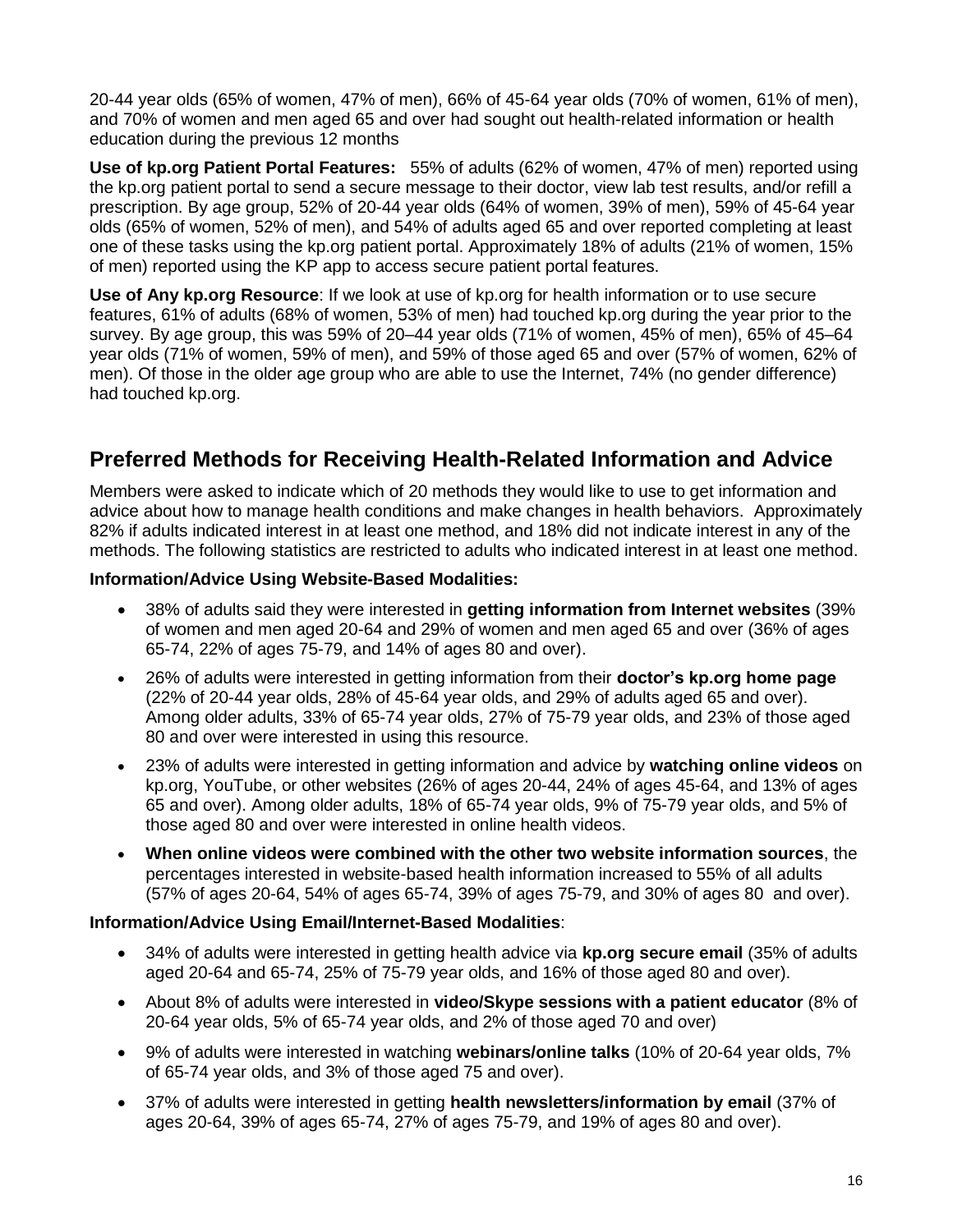20-44 year olds (65% of women, 47% of men), 66% of 45-64 year olds (70% of women, 61% of men), and 70% of women and men aged 65 and over had sought out health-related information or health education during the previous 12 months

**Use of kp.org Patient Portal Features:** 55% of adults (62% of women, 47% of men) reported using the kp.org patient portal to send a secure message to their doctor, view lab test results, and/or refill a prescription. By age group, 52% of 20-44 year olds (64% of women, 39% of men), 59% of 45-64 year olds (65% of women, 52% of men), and 54% of adults aged 65 and over reported completing at least one of these tasks using the kp.org patient portal. Approximately 18% of adults (21% of women, 15% of men) reported using the KP app to access secure patient portal features.

**Use of Any kp.org Resource**: If we look at use of kp.org for health information or to use secure features, 61% of adults (68% of women, 53% of men) had touched kp.org during the year prior to the survey. By age group, this was 59% of 20–44 year olds (71% of women, 45% of men), 65% of 45–64 year olds (71% of women, 59% of men), and 59% of those aged 65 and over (57% of women, 62% of men). Of those in the older age group who are able to use the Internet, 74% (no gender difference) had touched kp.org.

## Preferred Methods for Receiving Health-Related Information and Advice

Members were asked to indicate which of 20 methods they would like to use to get information and advice about how to manage health conditions and make changes in health behaviors. Approximately 82% if adults indicated interest in at least one method, and 18% did not indicate interest in any of the methods. The following statistics are restricted to adults who indicated interest in at least one method.

**Information/Advice Using Website-Based Modalities:**

- 38% of adults said they were interested in **getting information from Internet websites** (39% of women and men aged 20-64 and 29% of women and men aged 65 and over (36% of ages 65-74, 22% of ages 75-79, and 14% of ages 80 and over).
- 26% of adults were interested in getting information from their **doctor's kp.org home page** (22% of 20-44 year olds, 28% of 45-64 year olds, and 29% of adults aged 65 and over). Among older adults, 33% of 65-74 year olds, 27% of 75-79 year olds, and 23% of those aged 80 and over were interested in using this resource.
- 23% of adults were interested in getting information and advice by **watching online videos** on kp.org, YouTube, or other websites (26% of ages 20-44, 24% of ages 45-64, and 13% of ages 65 and over). Among older adults, 18% of 65-74 year olds, 9% of 75-79 year olds, and 5% of those aged 80 and over were interested in online health videos.
- **When online videos were combined with the other two website information sources**, the percentages interested in website-based health information increased to 55% of all adults (57% of ages 20-64, 54% of ages 65-74, 39% of ages 75-79, and 30% of ages 80 and over).

**Information/Advice Using Email/Internet-Based Modalities**:

- 34% of adults were interested in getting health advice via **kp.org secure email** (35% of adults aged 20-64 and 65-74, 25% of 75-79 year olds, and 16% of those aged 80 and over).
- About 8% of adults were interested in **video/Skype sessions with a patient educator** (8% of 20-64 year olds, 5% of 65-74 year olds, and 2% of those aged 70 and over)
- 9% of adults were interested in watching **webinars/online talks** (10% of 20-64 year olds, 7% of 65-74 year olds, and 3% of those aged 75 and over).
- 37% of adults were interested in getting **health newsletters/information by email** (37% of ages 20-64, 39% of ages 65-74, 27% of ages 75-79, and 19% of ages 80 and over).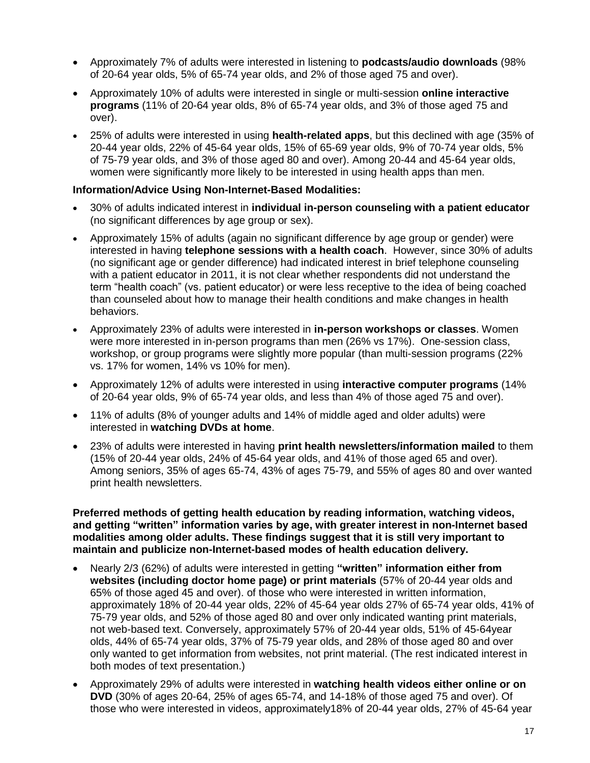- Approximately 7% of adults were interested in listening to **podcasts/audio downloads** (98% of 20-64 year olds, 5% of 65-74 year olds, and 2% of those aged 75 and over).
- Approximately 10% of adults were interested in single or multi-session **online interactive programs** (11% of 20-64 year olds, 8% of 65-74 year olds, and 3% of those aged 75 and over).
- 25% of adults were interested in using **health-related apps**, but this declined with age (35% of 20-44 year olds, 22% of 45-64 year olds, 15% of 65-69 year olds, 9% of 70-74 year olds, 5% of 75-79 year olds, and 3% of those aged 80 and over). Among 20-44 and 45-64 year olds, women were significantly more likely to be interested in using health apps than men.

**Information/Advice Using Non-Internet-Based Modalities:**

- 30% of adults indicated interest in **individual in-person counseling with a patient educator** (no significant differences by age group or sex).
- Approximately 15% of adults (again no significant difference by age group or gender) were interested in having **telephone sessions with a health coach**. However, since 30% of adults (no significant age or gender difference) had indicated interest in brief telephone counseling with a patient educator in 2011, it is not clear whether respondents did not understand the term "health coach" (vs. patient educator) or were less receptive to the idea of being coached than counseled about how to manage their health conditions and make changes in health behaviors.
- Approximately 23% of adults were interested in **in-person workshops or classes**. Women were more interested in in-person programs than men (26% vs 17%). One-session class, workshop, or group programs were slightly more popular (than multi-session programs (22% vs. 17% for women, 14% vs 10% for men).
- Approximately 12% of adults were interested in using **interactive computer programs** (14% of 20-64 year olds, 9% of 65-74 year olds, and less than 4% of those aged 75 and over).
- 11% of adults (8% of younger adults and 14% of middle aged and older adults) were interested in **watching DVDs at home**.
- 23% of adults were interested in having **print health newsletters/information mailed** to them (15% of 20-44 year olds, 24% of 45-64 year olds, and 41% of those aged 65 and over). Among seniors, 35% of ages 65-74, 43% of ages 75-79, and 55% of ages 80 and over wanted print health newsletters.

**Preferred methods of getting health education by reading information, watching videos, and getting "written" information varies by age, with greater interest in non-Internet based modalities among older adults. These findings suggest that it is still very important to maintain and publicize non-Internet-based modes of health education delivery.**

- Nearly 2/3 (62%) of adults were interested in getting **"written" information either from websites (including doctor home page) or print materials** (57% of 20-44 year olds and 65% of those aged 45 and over). of those who were interested in written information, approximately 18% of 20-44 year olds, 22% of 45-64 year olds 27% of 65-74 year olds, 41% of 75-79 year olds, and 52% of those aged 80 and over only indicated wanting print materials, not web-based text. Conversely, approximately 57% of 20-44 year olds, 51% of 45-64year olds, 44% of 65-74 year olds, 37% of 75-79 year olds, and 28% of those aged 80 and over only wanted to get information from websites, not print material. (The rest indicated interest in both modes of text presentation.)
- Approximately 29% of adults were interested in **watching health videos either online or on DVD** (30% of ages 20-64, 25% of ages 65-74, and 14-18% of those aged 75 and over). Of those who were interested in videos, approximately18% of 20-44 year olds, 27% of 45-64 year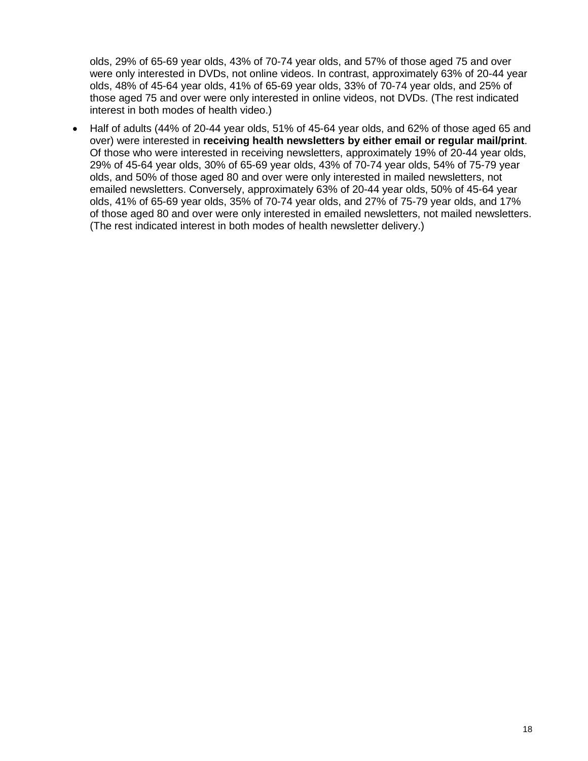olds, 29% of 65-69 year olds, 43% of 70-74 year olds, and 57% of those aged 75 and over were only interested in DVDs, not online videos. In contrast, approximately 63% of 20-44 year olds, 48% of 45-64 year olds, 41% of 65-69 year olds, 33% of 70-74 year olds, and 25% of those aged 75 and over were only interested in online videos, not DVDs. (The rest indicated interest in both modes of health video.)

- Half of adults (44% of 20-44 year olds, 51% of 45-64 year olds, and 62% of those aged 65 and over) were interested in **receiving health newsletters by either email or regular mail/print**. Of those who were interested in receiving newsletters, approximately 19% of 20-44 year olds, 29% of 45-64 year olds, 30% of 65-69 year olds, 43% of 70-74 year olds, 54% of 75-79 year olds, and 50% of those aged 80 and over were only interested in mailed newsletters, not emailed newsletters. Conversely, approximately 63% of 20-44 year olds, 50% of 45-64 year olds, 41% of 65-69 year olds, 35% of 70-74 year olds, and 27% of 75-79 year olds, and 17% of those aged 80 and over were only interested in emailed newsletters, not mailed newsletters. (The rest indicated interest in both modes of health newsletter delivery.)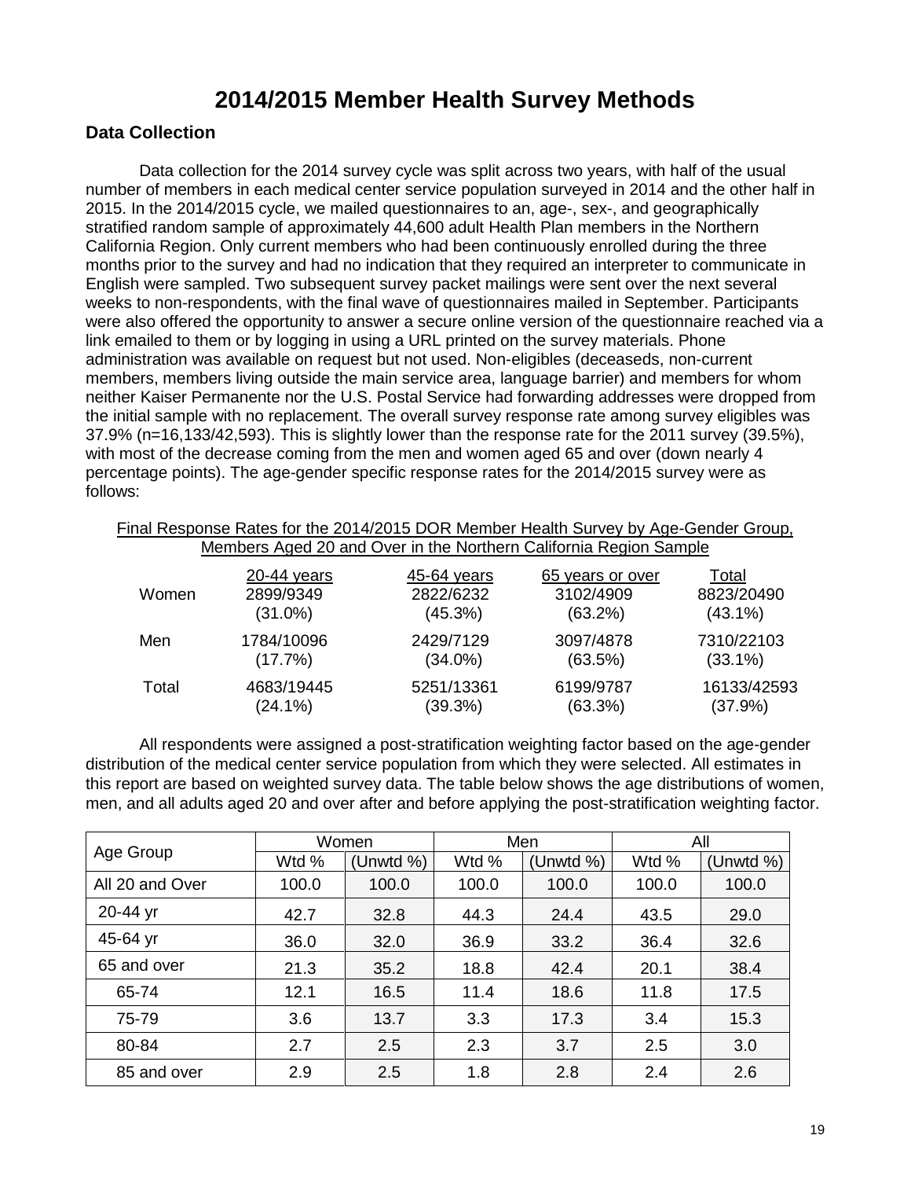# 2014/2015 Member Health Survey Methods

## Data Collection

Data collection for the 2014 survey cycle was split across two years, with half of the usual number of members in each medical center service population surveyed in 2014 and the other half in 2015. In the 2014/2015 cycle, we mailed questionnaires to an, age-, sex-, and geographically stratified random sample of approximately 44,600 adult Health Plan members in the Northern California Region. Only current members who had been continuously enrolled during the three months prior to the survey and had no indication that they required an interpreter to communicate in English were sampled. Two subsequent survey packet mailings were sent over the next several weeks to non-respondents, with the final wave of questionnaires mailed in September. Participants were also offered the opportunity to answer a secure online version of the questionnaire reached via a link emailed to them or by logging in using a URL printed on the survey materials. Phone administration was available on request but not used. Non-eligibles (deceaseds, non-current members, members living outside the main service area, language barrier) and members for whom neither Kaiser Permanente nor the U.S. Postal Service had forwarding addresses were dropped from the initial sample with no replacement. The overall survey response rate among survey eligibles was 37.9% (n=16,133/42,593). This is slightly lower than the response rate for the 2011 survey (39.5%), with most of the decrease coming from the men and women aged 65 and over (down nearly 4 percentage points). The age-gender specific response rates for the 2014/2015 survey were as follows:

Final Response Rates for the 2014/2015 DOR Member Health Survey by Age-Gender Group, Members Aged 20 and Over in the Northern California Region Sample

| | 20-44 years | 45-64 years | 65 years or over | Total |
|---|---|---|---|---|
| Women | 2899/9349 (31.0%) | 2822/6232 (45.3%) | 3102/4909 (63.2%) | 8823/20490 (43.1%) |
| Men | 1784/10096 (17.7%) | 2429/7129 (34.0%) | 3097/4878 (63.5%) | 7310/22103 (33.1%) |
| Total | 4683/19445 (24.1%) | 5251/13361 (39.3%) | 6199/9787 (63.3%) | 16133/42593 (37.9%) |

All respondents were assigned a post-stratification weighting factor based on the age-gender distribution of the medical center service population from which they were selected. All estimates in this report are based on weighted survey data. The table below shows the age distributions of women, men, and all adults aged 20 and over after and before applying the post-stratification weighting factor.

| Age Group | Women | | Men | | All | |
|---|---|---|---|---|---|---|
| | Wtd % | (Unwtd %) | Wtd % | (Unwtd %) | Wtd % | (Unwtd %) |
| All 20 and Over | 100.0 | 100.0 | 100.0 | 100.0 | 100.0 | 100.0 |
| 20-44 yr | 42.7 | 32.8 | 44.3 | 24.4 | 43.5 | 29.0 |
| 45-64 yr | 36.0 | 32.0 | 36.9 | 33.2 | 36.4 | 32.6 |
| 65 and over | 21.3 | 35.2 | 18.8 | 42.4 | 20.1 | 38.4 |
| 65-74 | 12.1 | 16.5 | 11.4 | 18.6 | 11.8 | 17.5 |
| 75-79 | 3.6 | 13.7 | 3.3 | 17.3 | 3.4 | 15.3 |
| 80-84 | 2.7 | 2.5 | 2.3 | 3.7 | 2.5 | 3.0 |
| 85 and over | 2.9 | 2.5 | 1.8 | 2.8 | 2.4 | 2.6 |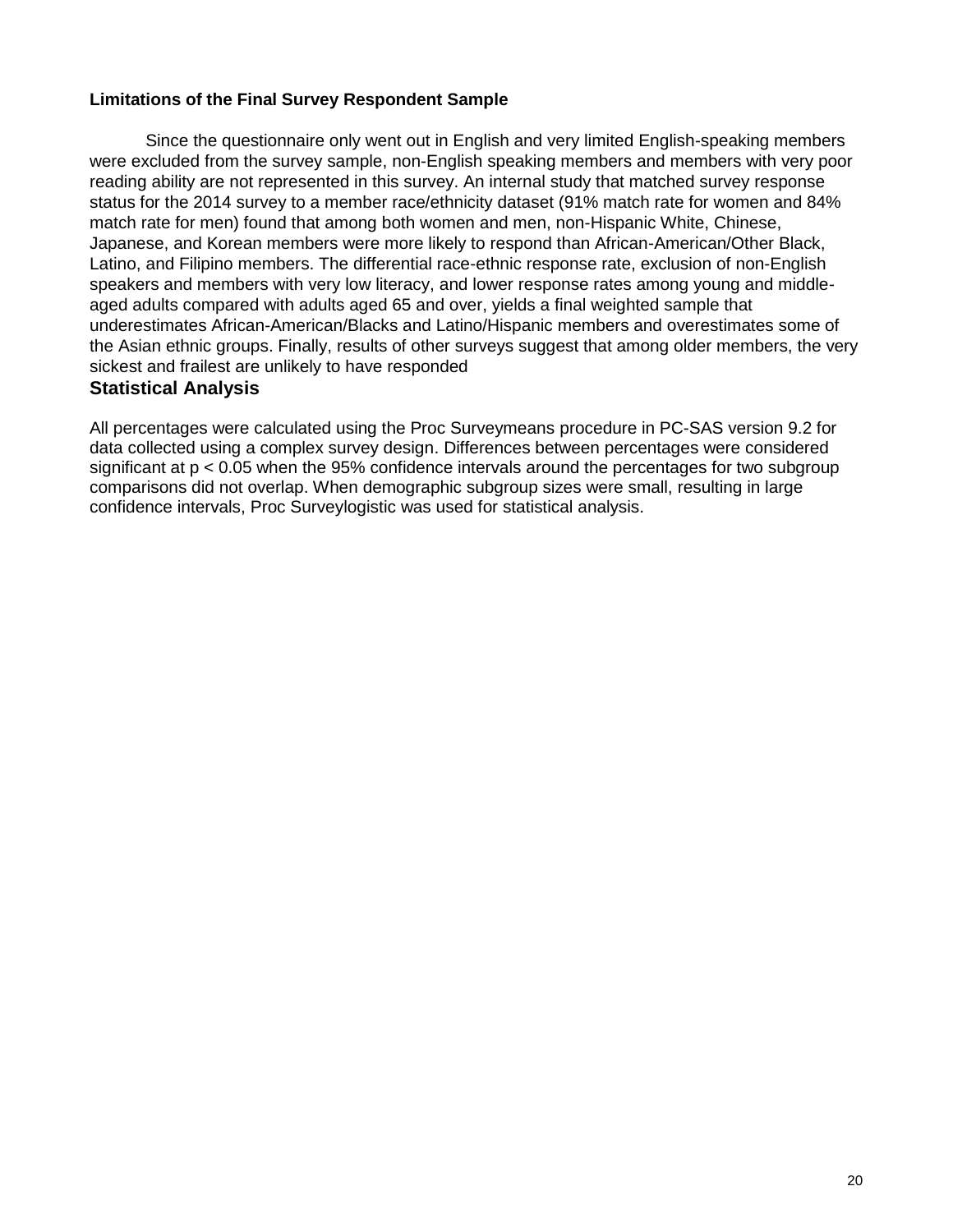### Limitations of the Final Survey Respondent Sample

Since the questionnaire only went out in English and very limited English-speaking members were excluded from the survey sample, non-English speaking members and members with very poor reading ability are not represented in this survey. An internal study that matched survey response status for the 2014 survey to a member race/ethnicity dataset (91% match rate for women and 84% match rate for men) found that among both women and men, non-Hispanic White, Chinese, Japanese, and Korean members were more likely to respond than African-American/Other Black, Latino, and Filipino members. The differential race-ethnic response rate, exclusion of non-English speakers and members with very low literacy, and lower response rates among young and middle-aged adults compared with adults aged 65 and over, yields a final weighted sample that underestimates African-American/Blacks and Latino/Hispanic members and overestimates some of the Asian ethnic groups. Finally, results of other surveys suggest that among older members, the very sickest and frailest are unlikely to have responded

## Statistical Analysis

All percentages were calculated using the Proc Surveymeans procedure in PC-SAS version 9.2 for data collected using a complex survey design. Differences between percentages were considered significant at $p < 0.05$ when the 95% confidence intervals around the percentages for two subgroup comparisons did not overlap. When demographic subgroup sizes were small, resulting in large confidence intervals, Proc Surveylogistic was used for statistical analysis.